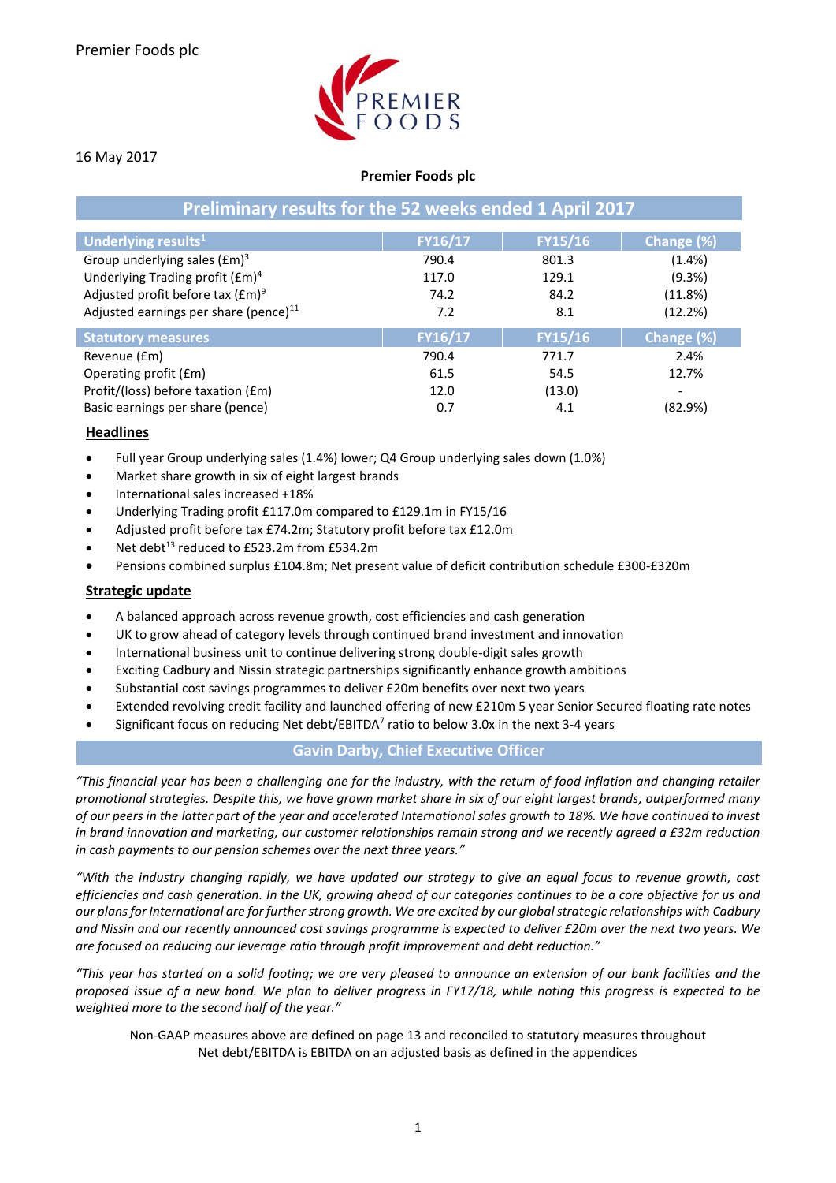Premier Foods plc

16 May 2017

**Premier Foods plc**

## Preliminary results for the 52 weeks ended 1 April 2017

| Underlying results[1] | FY16/17 | FY15/16 | Change (%) |
|---|---|---|---|
| Group underlying sales (£m)[3] | 790.4 | 801.3 | (1.4%) |
| Underlying Trading profit (£m)[4] | 117.0 | 129.1 | (9.3%) |
| Adjusted profit before tax (£m)[9] | 74.2 | 84.2 | (11.8%) |
| Adjusted earnings per share (pence)[11] | 7.2 | 8.1 | (12.2%) |
| **Statutory measures** | **FY16/17** | **FY15/16** | **Change (%)** |
| Revenue (£m) | 790.4 | 771.7 | 2.4% |
| Operating profit (£m) | 61.5 | 54.5 | 12.7% |
| Profit/(loss) before taxation (£m) | 12.0 | (13.0) | - |
| Basic earnings per share (pence) | 0.7 | 4.1 | (82.9%) |

### Headlines

- Full year Group underlying sales (1.4%) lower; Q4 Group underlying sales down (1.0%)
- Market share growth in six of eight largest brands
- International sales increased +18%
- Underlying Trading profit £117.0m compared to £129.1m in FY15/16
- Adjusted profit before tax £74.2m; Statutory profit before tax £12.0m
- Net debt[13] reduced to £523.2m from £534.2m
- Pensions combined surplus £104.8m; Net present value of deficit contribution schedule £300-£320m

### Strategic update

- A balanced approach across revenue growth, cost efficiencies and cash generation
- UK to grow ahead of category levels through continued brand investment and innovation
- International business unit to continue delivering strong double-digit sales growth
- Exciting Cadbury and Nissin strategic partnerships significantly enhance growth ambitions
- Substantial cost savings programmes to deliver £20m benefits over next two years
- Extended revolving credit facility and launched offering of new £210m 5 year Senior Secured floating rate notes
- Significant focus on reducing Net debt/EBITDA[7] ratio to below 3.0x in the next 3-4 years

## Gavin Darby, Chief Executive Officer

*"This financial year has been a challenging one for the industry, with the return of food inflation and changing retailer promotional strategies. Despite this, we have grown market share in six of our eight largest brands, outperformed many of our peers in the latter part of the year and accelerated International sales growth to 18%. We have continued to invest in brand innovation and marketing, our customer relationships remain strong and we recently agreed a £32m reduction in cash payments to our pension schemes over the next three years."*

*"With the industry changing rapidly, we have updated our strategy to give an equal focus to revenue growth, cost efficiencies and cash generation. In the UK, growing ahead of our categories continues to be a core objective for us and our plans for International are for further strong growth. We are excited by our global strategic relationships with Cadbury and Nissin and our recently announced cost savings programme is expected to deliver £20m over the next two years. We are focused on reducing our leverage ratio through profit improvement and debt reduction."*

*"This year has started on a solid footing; we are very pleased to announce an extension of our bank facilities and the proposed issue of a new bond. We plan to deliver progress in FY17/18, while noting this progress is expected to be weighted more to the second half of the year."*

Non-GAAP measures above are defined on page 13 and reconciled to statutory measures throughout
Net debt/EBITDA is EBITDA on an adjusted basis as defined in the appendices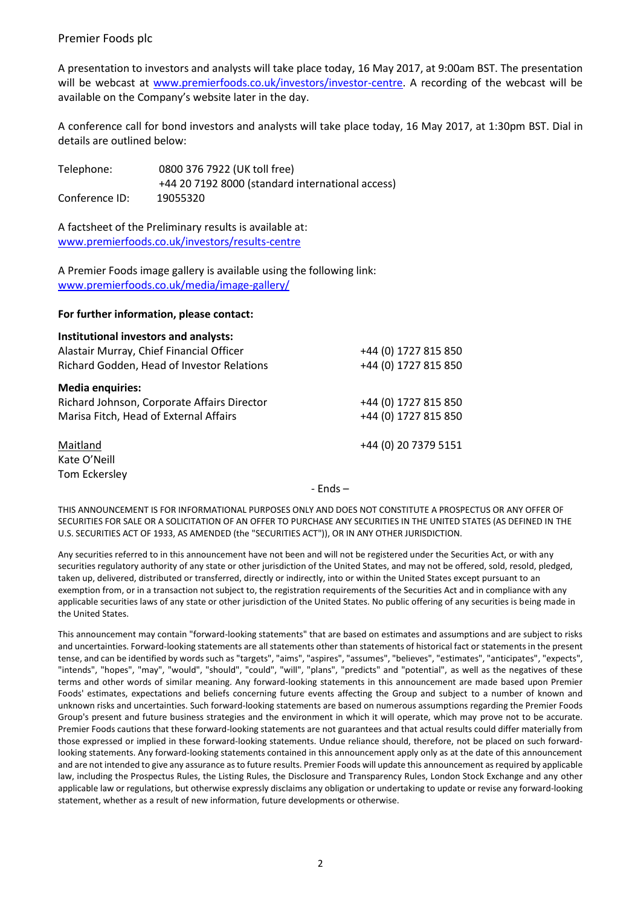Premier Foods plc

A presentation to investors and analysts will take place today, 16 May 2017, at 9:00am BST. The presentation will be webcast at www.premierfoods.co.uk/investors/investor-centre. A recording of the webcast will be available on the Company's website later in the day.

A conference call for bond investors and analysts will take place today, 16 May 2017, at 1:30pm BST. Dial in details are outlined below:

| | |
|---|---|
| Telephone: | 0800 376 7922 (UK toll free) |
| | +44 20 7192 8000 (standard international access) |
| Conference ID: | 19055320 |

A factsheet of the Preliminary results is available at:
www.premierfoods.co.uk/investors/results-centre

A Premier Foods image gallery is available using the following link:
www.premierfoods.co.uk/media/image-gallery/

**For further information, please contact:**

| | |
|---|---|
| **Institutional investors and analysts:** | |
| Alastair Murray, Chief Financial Officer | +44 (0) 1727 815 850 |
| Richard Godden, Head of Investor Relations | +44 (0) 1727 815 850 |
| **Media enquiries:** | |
| Richard Johnson, Corporate Affairs Director | +44 (0) 1727 815 850 |
| Marisa Fitch, Head of External Affairs | +44 (0) 1727 815 850 |
| Maitland | +44 (0) 20 7379 5151 |
| Kate O'Neill | |
| Tom Eckersley | |

\- Ends –

THIS ANNOUNCEMENT IS FOR INFORMATIONAL PURPOSES ONLY AND DOES NOT CONSTITUTE A PROSPECTUS OR ANY OFFER OF SECURITIES FOR SALE OR A SOLICITATION OF AN OFFER TO PURCHASE ANY SECURITIES IN THE UNITED STATES (AS DEFINED IN THE U.S. SECURITIES ACT OF 1933, AS AMENDED (the "SECURITIES ACT")), OR IN ANY OTHER JURISDICTION.

Any securities referred to in this announcement have not been and will not be registered under the Securities Act, or with any securities regulatory authority of any state or other jurisdiction of the United States, and may not be offered, sold, resold, pledged, taken up, delivered, distributed or transferred, directly or indirectly, into or within the United States except pursuant to an exemption from, or in a transaction not subject to, the registration requirements of the Securities Act and in compliance with any applicable securities laws of any state or other jurisdiction of the United States. No public offering of any securities is being made in the United States.

This announcement may contain "forward-looking statements" that are based on estimates and assumptions and are subject to risks and uncertainties. Forward-looking statements are all statements other than statements of historical fact or statements in the present tense, and can be identified by words such as "targets", "aims", "aspires", "assumes", "believes", "estimates", "anticipates", "expects", "intends", "hopes", "may", "would", "should", "could", "will", "plans", "predicts" and "potential", as well as the negatives of these terms and other words of similar meaning. Any forward-looking statements in this announcement are made based upon Premier Foods' estimates, expectations and beliefs concerning future events affecting the Group and subject to a number of known and unknown risks and uncertainties. Such forward-looking statements are based on numerous assumptions regarding the Premier Foods Group's present and future business strategies and the environment in which it will operate, which may prove not to be accurate. Premier Foods cautions that these forward-looking statements are not guarantees and that actual results could differ materially from those expressed or implied in these forward-looking statements. Undue reliance should, therefore, not be placed on such forward-looking statements. Any forward-looking statements contained in this announcement apply only as at the date of this announcement and are not intended to give any assurance as to future results. Premier Foods will update this announcement as required by applicable law, including the Prospectus Rules, the Listing Rules, the Disclosure and Transparency Rules, London Stock Exchange and any other applicable law or regulations, but otherwise expressly disclaims any obligation or undertaking to update or revise any forward-looking statement, whether as a result of new information, future developments or otherwise.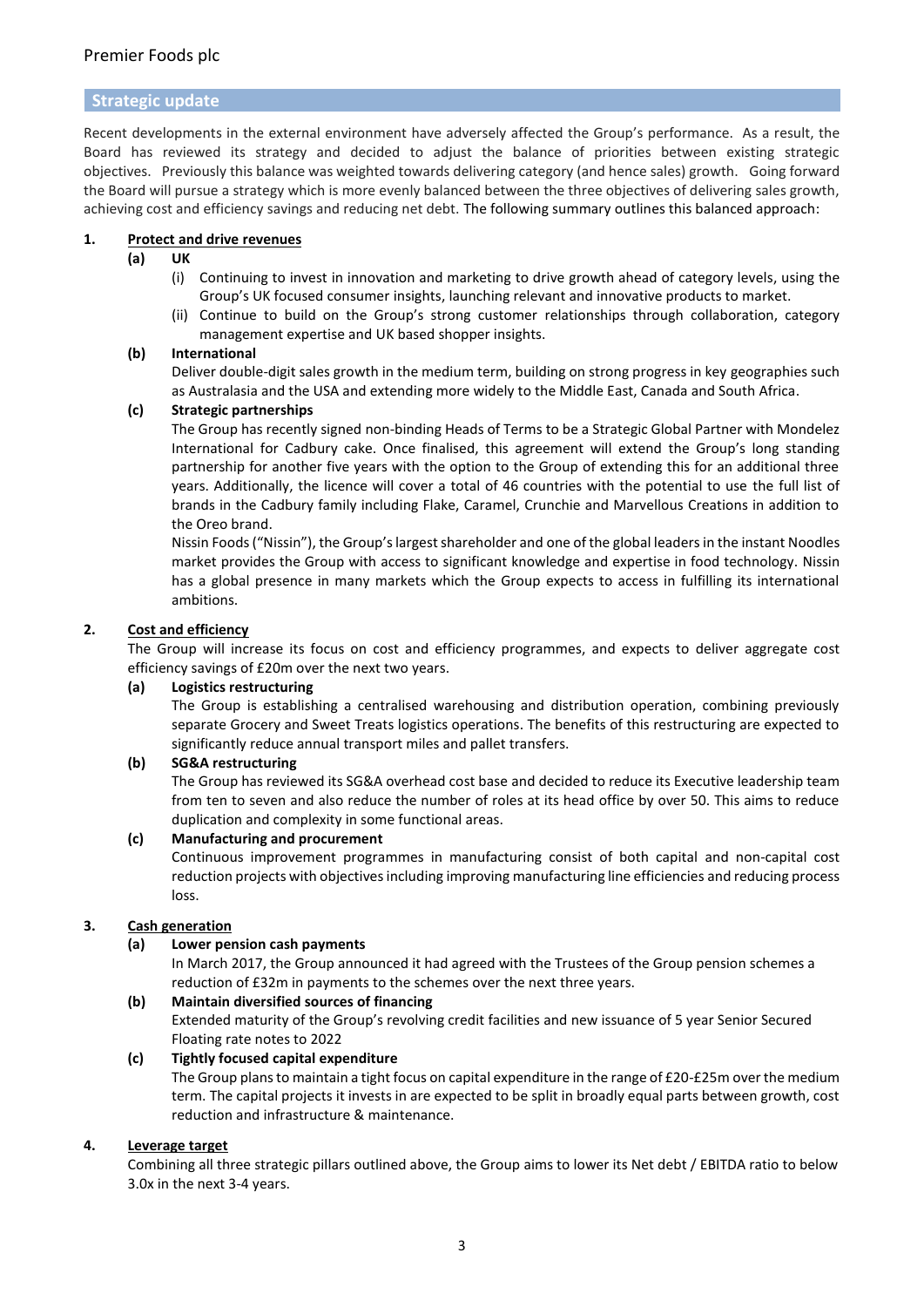## Strategic update

Recent developments in the external environment have adversely affected the Group's performance. As a result, the Board has reviewed its strategy and decided to adjust the balance of priorities between existing strategic objectives. Previously this balance was weighted towards delivering category (and hence sales) growth. Going forward the Board will pursue a strategy which is more evenly balanced between the three objectives of delivering sales growth, achieving cost and efficiency savings and reducing net debt. The following summary outlines this balanced approach:

**1. Protect and drive revenues**

**(a) UK**

(i) Continuing to invest in innovation and marketing to drive growth ahead of category levels, using the Group's UK focused consumer insights, launching relevant and innovative products to market.

(ii) Continue to build on the Group's strong customer relationships through collaboration, category management expertise and UK based shopper insights.

**(b) International**

Deliver double-digit sales growth in the medium term, building on strong progress in key geographies such as Australasia and the USA and extending more widely to the Middle East, Canada and South Africa.

**(c) Strategic partnerships**

The Group has recently signed non-binding Heads of Terms to be a Strategic Global Partner with Mondelez International for Cadbury cake. Once finalised, this agreement will extend the Group's long standing partnership for another five years with the option to the Group of extending this for an additional three years. Additionally, the licence will cover a total of 46 countries with the potential to use the full list of brands in the Cadbury family including Flake, Caramel, Crunchie and Marvellous Creations in addition to the Oreo brand.

Nissin Foods ("Nissin"), the Group's largest shareholder and one of the global leaders in the instant Noodles market provides the Group with access to significant knowledge and expertise in food technology. Nissin has a global presence in many markets which the Group expects to access in fulfilling its international ambitions.

**2. Cost and efficiency**

The Group will increase its focus on cost and efficiency programmes, and expects to deliver aggregate cost efficiency savings of £20m over the next two years.

**(a) Logistics restructuring**

The Group is establishing a centralised warehousing and distribution operation, combining previously separate Grocery and Sweet Treats logistics operations. The benefits of this restructuring are expected to significantly reduce annual transport miles and pallet transfers.

**(b) SG&A restructuring**

The Group has reviewed its SG&A overhead cost base and decided to reduce its Executive leadership team from ten to seven and also reduce the number of roles at its head office by over 50. This aims to reduce duplication and complexity in some functional areas.

**(c) Manufacturing and procurement**

Continuous improvement programmes in manufacturing consist of both capital and non-capital cost reduction projects with objectives including improving manufacturing line efficiencies and reducing process loss.

**3. Cash generation**

**(a) Lower pension cash payments**

In March 2017, the Group announced it had agreed with the Trustees of the Group pension schemes a reduction of £32m in payments to the schemes over the next three years.

**(b) Maintain diversified sources of financing**

Extended maturity of the Group's revolving credit facilities and new issuance of 5 year Senior Secured Floating rate notes to 2022

**(c) Tightly focused capital expenditure**

The Group plans to maintain a tight focus on capital expenditure in the range of £20-£25m over the medium term. The capital projects it invests in are expected to be split in broadly equal parts between growth, cost reduction and infrastructure & maintenance.

**4. Leverage target**

Combining all three strategic pillars outlined above, the Group aims to lower its Net debt / EBITDA ratio to below 3.0x in the next 3-4 years.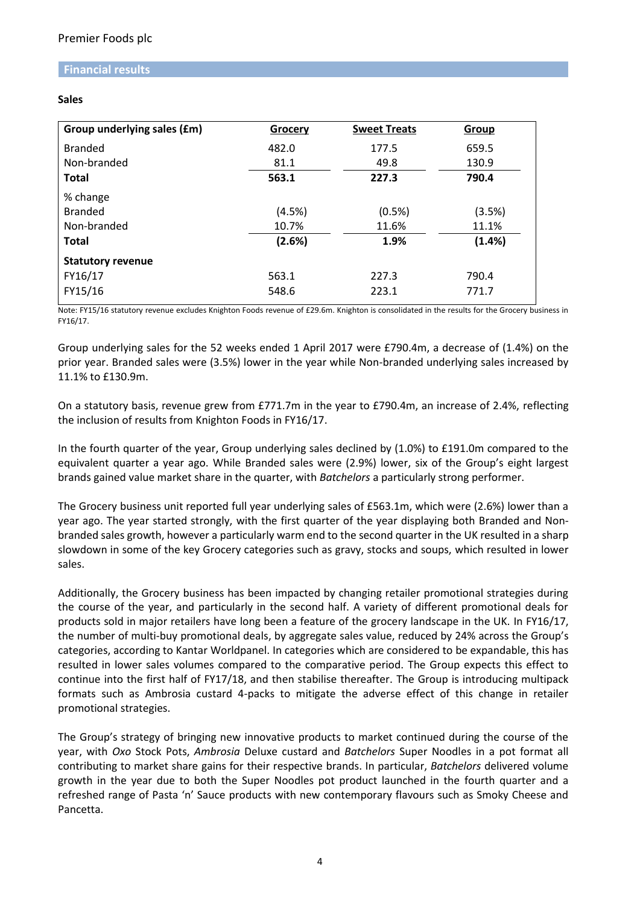## Financial results

### Sales

| Group underlying sales (£m) | Grocery | Sweet Treats | Group |
|---|---|---|---|
| Branded | 482.0 | 177.5 | 659.5 |
| Non-branded | 81.1 | 49.8 | 130.9 |
| **Total** | **563.1** | **227.3** | **790.4** |
| % change | | | |
| Branded | (4.5%) | (0.5%) | (3.5%) |
| Non-branded | 10.7% | 11.6% | 11.1% |
| **Total** | **(2.6%)** | **1.9%** | **(1.4%)** |
| **Statutory revenue** | | | |
| FY16/17 | 563.1 | 227.3 | 790.4 |
| FY15/16 | 548.6 | 223.1 | 771.7 |

Note: FY15/16 statutory revenue excludes Knighton Foods revenue of £29.6m. Knighton is consolidated in the results for the Grocery business in FY16/17.

Group underlying sales for the 52 weeks ended 1 April 2017 were £790.4m, a decrease of (1.4%) on the prior year. Branded sales were (3.5%) lower in the year while Non-branded underlying sales increased by 11.1% to £130.9m.

On a statutory basis, revenue grew from £771.7m in the year to £790.4m, an increase of 2.4%, reflecting the inclusion of results from Knighton Foods in FY16/17.

In the fourth quarter of the year, Group underlying sales declined by (1.0%) to £191.0m compared to the equivalent quarter a year ago. While Branded sales were (2.9%) lower, six of the Group's eight largest brands gained value market share in the quarter, with *Batchelors* a particularly strong performer.

The Grocery business unit reported full year underlying sales of £563.1m, which were (2.6%) lower than a year ago. The year started strongly, with the first quarter of the year displaying both Branded and Non-branded sales growth, however a particularly warm end to the second quarter in the UK resulted in a sharp slowdown in some of the key Grocery categories such as gravy, stocks and soups, which resulted in lower sales.

Additionally, the Grocery business has been impacted by changing retailer promotional strategies during the course of the year, and particularly in the second half. A variety of different promotional deals for products sold in major retailers have long been a feature of the grocery landscape in the UK. In FY16/17, the number of multi-buy promotional deals, by aggregate sales value, reduced by 24% across the Group's categories, according to Kantar Worldpanel. In categories which are considered to be expandable, this has resulted in lower sales volumes compared to the comparative period. The Group expects this effect to continue into the first half of FY17/18, and then stabilise thereafter. The Group is introducing multipack formats such as Ambrosia custard 4-packs to mitigate the adverse effect of this change in retailer promotional strategies.

The Group's strategy of bringing new innovative products to market continued during the course of the year, with *Oxo* Stock Pots, *Ambrosia* Deluxe custard and *Batchelors* Super Noodles in a pot format all contributing to market share gains for their respective brands. In particular, *Batchelors* delivered volume growth in the year due to both the Super Noodles pot product launched in the fourth quarter and a refreshed range of Pasta 'n' Sauce products with new contemporary flavours such as Smoky Cheese and Pancetta.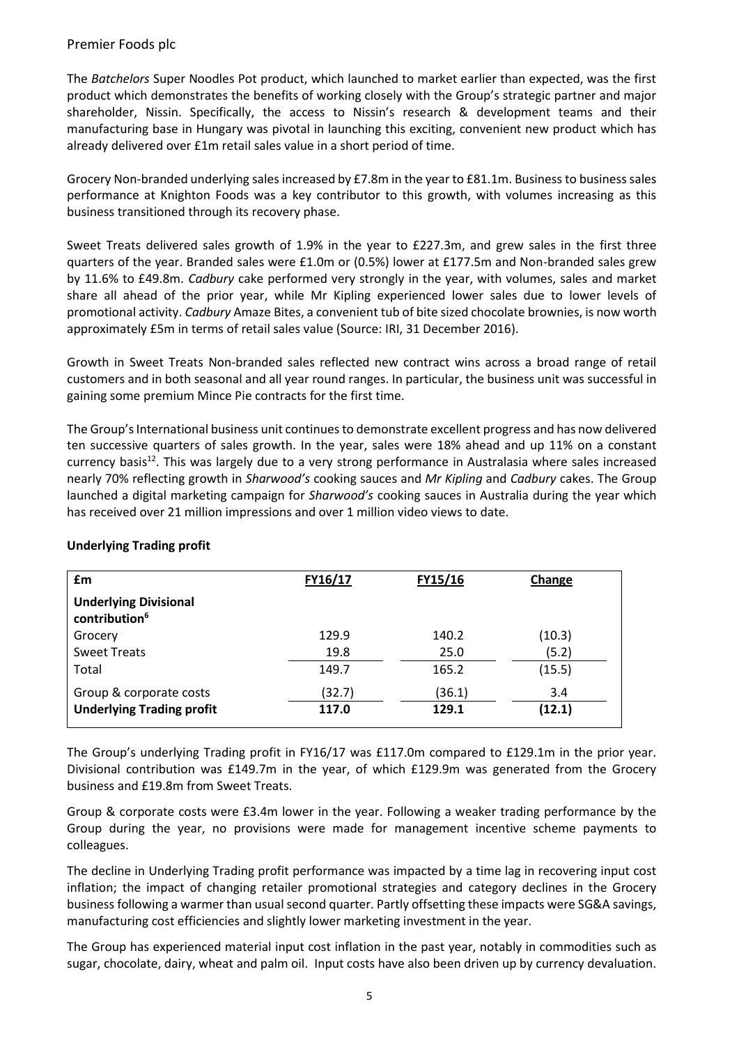The *Batchelors* Super Noodles Pot product, which launched to market earlier than expected, was the first product which demonstrates the benefits of working closely with the Group's strategic partner and major shareholder, Nissin. Specifically, the access to Nissin's research & development teams and their manufacturing base in Hungary was pivotal in launching this exciting, convenient new product which has already delivered over £1m retail sales value in a short period of time.

Grocery Non-branded underlying sales increased by £7.8m in the year to £81.1m. Business to business sales performance at Knighton Foods was a key contributor to this growth, with volumes increasing as this business transitioned through its recovery phase.

Sweet Treats delivered sales growth of 1.9% in the year to £227.3m, and grew sales in the first three quarters of the year. Branded sales were £1.0m or (0.5%) lower at £177.5m and Non-branded sales grew by 11.6% to £49.8m. *Cadbury* cake performed very strongly in the year, with volumes, sales and market share all ahead of the prior year, while Mr Kipling experienced lower sales due to lower levels of promotional activity. *Cadbury* Amaze Bites, a convenient tub of bite sized chocolate brownies, is now worth approximately £5m in terms of retail sales value (Source: IRI, 31 December 2016).

Growth in Sweet Treats Non-branded sales reflected new contract wins across a broad range of retail customers and in both seasonal and all year round ranges. In particular, the business unit was successful in gaining some premium Mince Pie contracts for the first time.

The Group's International business unit continues to demonstrate excellent progress and has now delivered ten successive quarters of sales growth. In the year, sales were 18% ahead and up 11% on a constant currency basis[12]. This was largely due to a very strong performance in Australasia where sales increased nearly 70% reflecting growth in *Sharwood's* cooking sauces and *Mr Kipling* and *Cadbury* cakes. The Group launched a digital marketing campaign for *Sharwood's* cooking sauces in Australia during the year which has received over 21 million impressions and over 1 million video views to date.

**Underlying Trading profit**

| £m | FY16/17 | FY15/16 | Change |
|---|---|---|---|
| **Underlying Divisional contribution[6]** | | | |
| Grocery | 129.9 | 140.2 | (10.3) |
| Sweet Treats | 19.8 | 25.0 | (5.2) |
| Total | 149.7 | 165.2 | (15.5) |
| Group & corporate costs | (32.7) | (36.1) | 3.4 |
| **Underlying Trading profit** | **117.0** | **129.1** | **(12.1)** |

The Group's underlying Trading profit in FY16/17 was £117.0m compared to £129.1m in the prior year. Divisional contribution was £149.7m in the year, of which £129.9m was generated from the Grocery business and £19.8m from Sweet Treats.

Group & corporate costs were £3.4m lower in the year. Following a weaker trading performance by the Group during the year, no provisions were made for management incentive scheme payments to colleagues.

The decline in Underlying Trading profit performance was impacted by a time lag in recovering input cost inflation; the impact of changing retailer promotional strategies and category declines in the Grocery business following a warmer than usual second quarter. Partly offsetting these impacts were SG&A savings, manufacturing cost efficiencies and slightly lower marketing investment in the year.

The Group has experienced material input cost inflation in the past year, notably in commodities such as sugar, chocolate, dairy, wheat and palm oil. Input costs have also been driven up by currency devaluation.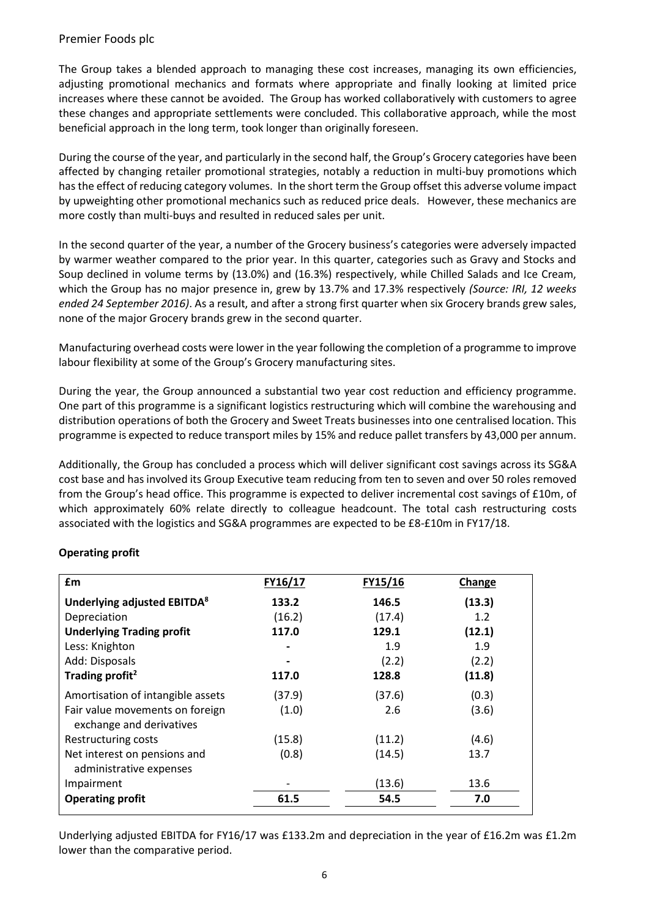The Group takes a blended approach to managing these cost increases, managing its own efficiencies, adjusting promotional mechanics and formats where appropriate and finally looking at limited price increases where these cannot be avoided. The Group has worked collaboratively with customers to agree these changes and appropriate settlements were concluded. This collaborative approach, while the most beneficial approach in the long term, took longer than originally foreseen.

During the course of the year, and particularly in the second half, the Group's Grocery categories have been affected by changing retailer promotional strategies, notably a reduction in multi-buy promotions which has the effect of reducing category volumes. In the short term the Group offset this adverse volume impact by upweighting other promotional mechanics such as reduced price deals. However, these mechanics are more costly than multi-buys and resulted in reduced sales per unit.

In the second quarter of the year, a number of the Grocery business's categories were adversely impacted by warmer weather compared to the prior year. In this quarter, categories such as Gravy and Stocks and Soup declined in volume terms by (13.0%) and (16.3%) respectively, while Chilled Salads and Ice Cream, which the Group has no major presence in, grew by 13.7% and 17.3% respectively *(Source: IRI, 12 weeks ended 24 September 2016)*. As a result, and after a strong first quarter when six Grocery brands grew sales, none of the major Grocery brands grew in the second quarter.

Manufacturing overhead costs were lower in the year following the completion of a programme to improve labour flexibility at some of the Group's Grocery manufacturing sites.

During the year, the Group announced a substantial two year cost reduction and efficiency programme. One part of this programme is a significant logistics restructuring which will combine the warehousing and distribution operations of both the Grocery and Sweet Treats businesses into one centralised location. This programme is expected to reduce transport miles by 15% and reduce pallet transfers by 43,000 per annum.

Additionally, the Group has concluded a process which will deliver significant cost savings across its SG&A cost base and has involved its Group Executive team reducing from ten to seven and over 50 roles removed from the Group's head office. This programme is expected to deliver incremental cost savings of £10m, of which approximately 60% relate directly to colleague headcount. The total cash restructuring costs associated with the logistics and SG&A programmes are expected to be £8-£10m in FY17/18.

**Operating profit**

| £m | FY16/17 | FY15/16 | Change |
|---|---|---|---|
| **Underlying adjusted EBITDA[8]** | **133.2** | **146.5** | **(13.3)** |
| Depreciation | (16.2) | (17.4) | 1.2 |
| **Underlying Trading profit** | **117.0** | **129.1** | **(12.1)** |
| Less: Knighton | - | 1.9 | 1.9 |
| Add: Disposals | - | (2.2) | (2.2) |
| **Trading profit[2]** | **117.0** | **128.8** | **(11.8)** |
| Amortisation of intangible assets | (37.9) | (37.6) | (0.3) |
| Fair value movements on foreign exchange and derivatives | (1.0) | 2.6 | (3.6) |
| Restructuring costs | (15.8) | (11.2) | (4.6) |
| Net interest on pensions and administrative expenses | (0.8) | (14.5) | 13.7 |
| Impairment | - | (13.6) | 13.6 |
| **Operating profit** | **61.5** | **54.5** | **7.0** |

Underlying adjusted EBITDA for FY16/17 was £133.2m and depreciation in the year of £16.2m was £1.2m lower than the comparative period.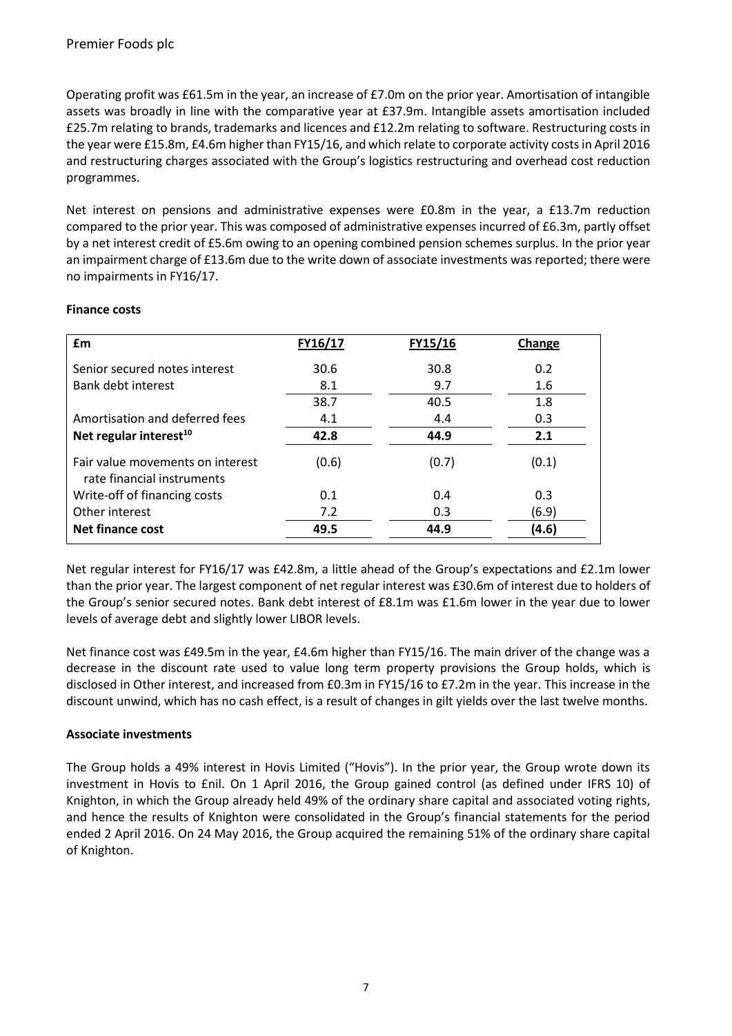Operating profit was £61.5m in the year, an increase of £7.0m on the prior year. Amortisation of intangible assets was broadly in line with the comparative year at £37.9m. Intangible assets amortisation included £25.7m relating to brands, trademarks and licences and £12.2m relating to software. Restructuring costs in the year were £15.8m, £4.6m higher than FY15/16, and which relate to corporate activity costs in April 2016 and restructuring charges associated with the Group's logistics restructuring and overhead cost reduction programmes.

Net interest on pensions and administrative expenses were £0.8m in the year, a £13.7m reduction compared to the prior year. This was composed of administrative expenses incurred of £6.3m, partly offset by a net interest credit of £5.6m owing to an opening combined pension schemes surplus. In the prior year an impairment charge of £13.6m due to the write down of associate investments was reported; there were no impairments in FY16/17.

**Finance costs**

| £m | FY16/17 | FY15/16 | Change |
|---|---|---|---|
| Senior secured notes interest | 30.6 | 30.8 | 0.2 |
| Bank debt interest | 8.1 | 9.7 | 1.6 |
| | 38.7 | 40.5 | 1.8 |
| Amortisation and deferred fees | 4.1 | 4.4 | 0.3 |
| **Net regular interest[10]** | **42.8** | **44.9** | **2.1** |
| Fair value movements on interest rate financial instruments | (0.6) | (0.7) | (0.1) |
| Write-off of financing costs | 0.1 | 0.4 | 0.3 |
| Other interest | 7.2 | 0.3 | (6.9) |
| **Net finance cost** | **49.5** | **44.9** | **(4.6)** |

Net regular interest for FY16/17 was £42.8m, a little ahead of the Group's expectations and £2.1m lower than the prior year. The largest component of net regular interest was £30.6m of interest due to holders of the Group's senior secured notes. Bank debt interest of £8.1m was £1.6m lower in the year due to lower levels of average debt and slightly lower LIBOR levels.

Net finance cost was £49.5m in the year, £4.6m higher than FY15/16. The main driver of the change was a decrease in the discount rate used to value long term property provisions the Group holds, which is disclosed in Other interest, and increased from £0.3m in FY15/16 to £7.2m in the year. This increase in the discount unwind, which has no cash effect, is a result of changes in gilt yields over the last twelve months.

**Associate investments**

The Group holds a 49% interest in Hovis Limited ("Hovis"). In the prior year, the Group wrote down its investment in Hovis to £nil. On 1 April 2016, the Group gained control (as defined under IFRS 10) of Knighton, in which the Group already held 49% of the ordinary share capital and associated voting rights, and hence the results of Knighton were consolidated in the Group's financial statements for the period ended 2 April 2016. On 24 May 2016, the Group acquired the remaining 51% of the ordinary share capital of Knighton.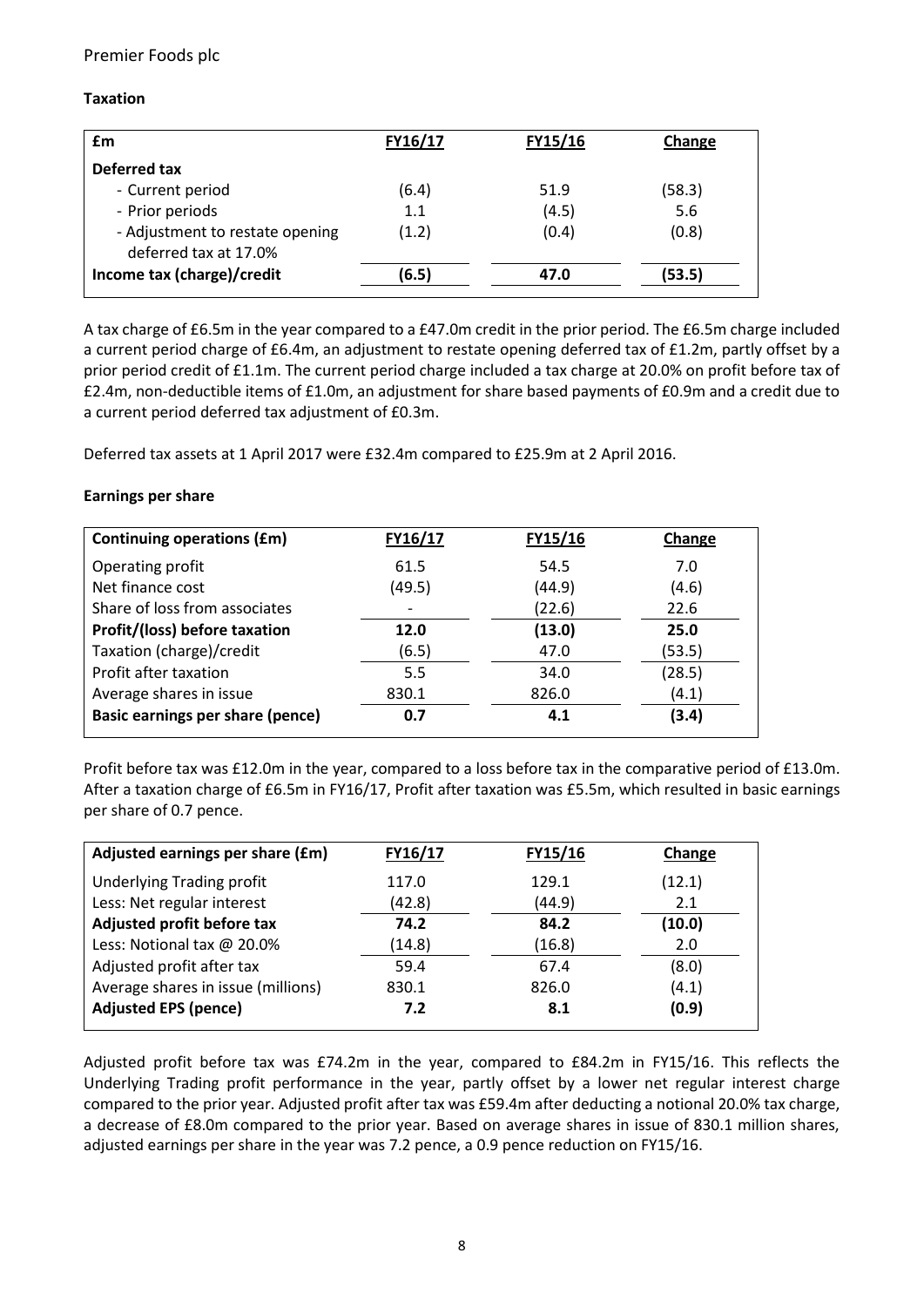**Taxation**

| £m | FY16/17 | FY15/16 | Change |
|---|---|---|---|
| **Deferred tax** | | | |
| - Current period | (6.4) | 51.9 | (58.3) |
| - Prior periods | 1.1 | (4.5) | 5.6 |
| - Adjustment to restate opening deferred tax at 17.0% | (1.2) | (0.4) | (0.8) |
| **Income tax (charge)/credit** | **(6.5)** | **47.0** | **(53.5)** |

A tax charge of £6.5m in the year compared to a £47.0m credit in the prior period. The £6.5m charge included a current period charge of £6.4m, an adjustment to restate opening deferred tax of £1.2m, partly offset by a prior period credit of £1.1m. The current period charge included a tax charge at 20.0% on profit before tax of £2.4m, non-deductible items of £1.0m, an adjustment for share based payments of £0.9m and a credit due to a current period deferred tax adjustment of £0.3m.

Deferred tax assets at 1 April 2017 were £32.4m compared to £25.9m at 2 April 2016.

**Earnings per share**

| Continuing operations (£m) | FY16/17 | FY15/16 | Change |
|---|---|---|---|
| Operating profit | 61.5 | 54.5 | 7.0 |
| Net finance cost | (49.5) | (44.9) | (4.6) |
| Share of loss from associates | - | (22.6) | 22.6 |
| **Profit/(loss) before taxation** | **12.0** | **(13.0)** | **25.0** |
| Taxation (charge)/credit | (6.5) | 47.0 | (53.5) |
| Profit after taxation | 5.5 | 34.0 | (28.5) |
| Average shares in issue | 830.1 | 826.0 | (4.1) |
| **Basic earnings per share (pence)** | **0.7** | **4.1** | **(3.4)** |

Profit before tax was £12.0m in the year, compared to a loss before tax in the comparative period of £13.0m. After a taxation charge of £6.5m in FY16/17, Profit after taxation was £5.5m, which resulted in basic earnings per share of 0.7 pence.

| Adjusted earnings per share (£m) | FY16/17 | FY15/16 | Change |
|---|---|---|---|
| Underlying Trading profit | 117.0 | 129.1 | (12.1) |
| Less: Net regular interest | (42.8) | (44.9) | 2.1 |
| **Adjusted profit before tax** | **74.2** | **84.2** | **(10.0)** |
| Less: Notional tax @ 20.0% | (14.8) | (16.8) | 2.0 |
| Adjusted profit after tax | 59.4 | 67.4 | (8.0) |
| Average shares in issue (millions) | 830.1 | 826.0 | (4.1) |
| **Adjusted EPS (pence)** | **7.2** | **8.1** | **(0.9)** |

Adjusted profit before tax was £74.2m in the year, compared to £84.2m in FY15/16. This reflects the Underlying Trading profit performance in the year, partly offset by a lower net regular interest charge compared to the prior year. Adjusted profit after tax was £59.4m after deducting a notional 20.0% tax charge, a decrease of £8.0m compared to the prior year. Based on average shares in issue of 830.1 million shares, adjusted earnings per share in the year was 7.2 pence, a 0.9 pence reduction on FY15/16.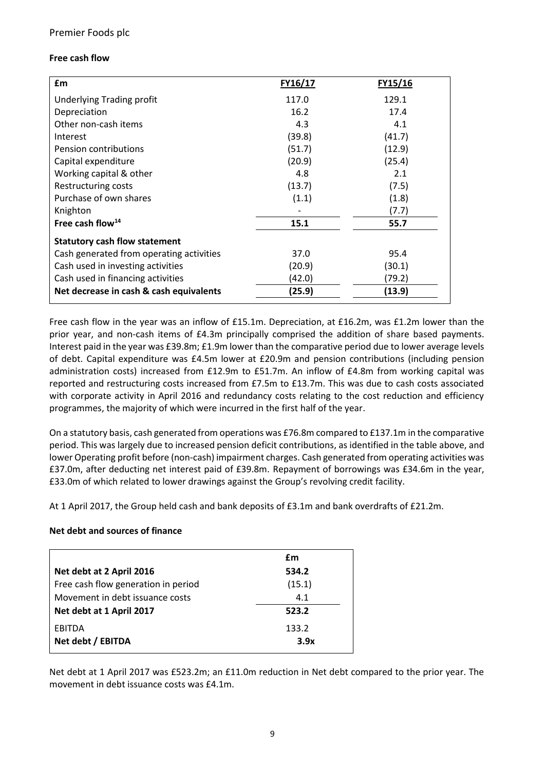## Free cash flow

| £m | FY16/17 | FY15/16 |
|---|---|---|
| Underlying Trading profit | 117.0 | 129.1 |
| Depreciation | 16.2 | 17.4 |
| Other non-cash items | 4.3 | 4.1 |
| Interest | (39.8) | (41.7) |
| Pension contributions | (51.7) | (12.9) |
| Capital expenditure | (20.9) | (25.4) |
| Working capital & other | 4.8 | 2.1 |
| Restructuring costs | (13.7) | (7.5) |
| Purchase of own shares | (1.1) | (1.8) |
| Knighton | - | (7.7) |
| **Free cash flow[14]** | **15.1** | **55.7** |
| **Statutory cash flow statement** | | |
| Cash generated from operating activities | 37.0 | 95.4 |
| Cash used in investing activities | (20.9) | (30.1) |
| Cash used in financing activities | (42.0) | (79.2) |
| **Net decrease in cash & cash equivalents** | **(25.9)** | **(13.9)** |

Free cash flow in the year was an inflow of £15.1m. Depreciation, at £16.2m, was £1.2m lower than the prior year, and non-cash items of £4.3m principally comprised the addition of share based payments. Interest paid in the year was £39.8m; £1.9m lower than the comparative period due to lower average levels of debt. Capital expenditure was £4.5m lower at £20.9m and pension contributions (including pension administration costs) increased from £12.9m to £51.7m. An inflow of £4.8m from working capital was reported and restructuring costs increased from £7.5m to £13.7m. This was due to cash costs associated with corporate activity in April 2016 and redundancy costs relating to the cost reduction and efficiency programmes, the majority of which were incurred in the first half of the year.

On a statutory basis, cash generated from operations was £76.8m compared to £137.1m in the comparative period. This was largely due to increased pension deficit contributions, as identified in the table above, and lower Operating profit before (non-cash) impairment charges. Cash generated from operating activities was £37.0m, after deducting net interest paid of £39.8m. Repayment of borrowings was £34.6m in the year, £33.0m of which related to lower drawings against the Group's revolving credit facility.

At 1 April 2017, the Group held cash and bank deposits of £3.1m and bank overdrafts of £21.2m.

## Net debt and sources of finance

| | £m |
|---|---|
| **Net debt at 2 April 2016** | **534.2** |
| Free cash flow generation in period | (15.1) |
| Movement in debt issuance costs | 4.1 |
| **Net debt at 1 April 2017** | **523.2** |
| EBITDA | 133.2 |
| **Net debt / EBITDA** | **3.9x** |

Net debt at 1 April 2017 was £523.2m; an £11.0m reduction in Net debt compared to the prior year. The movement in debt issuance costs was £4.1m.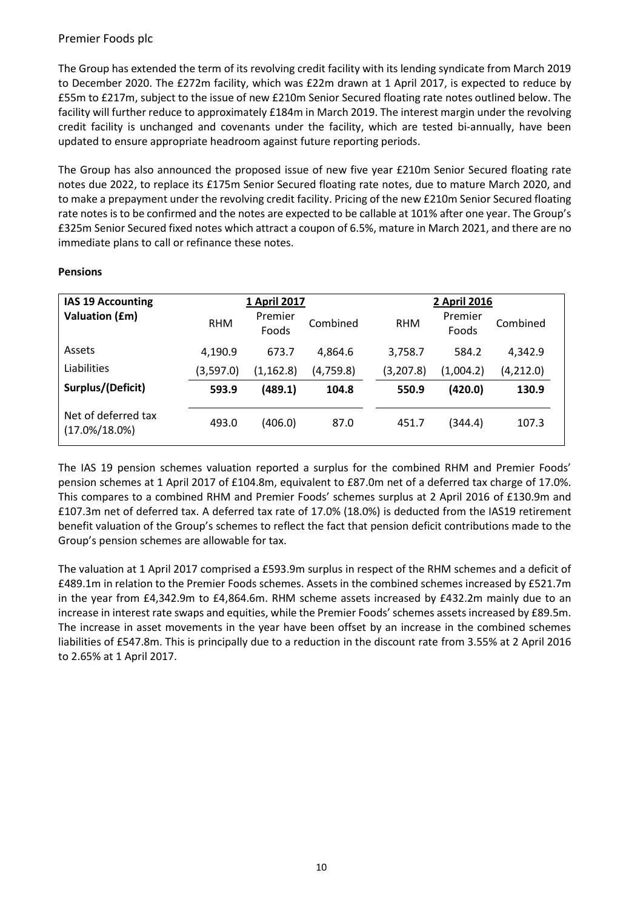The Group has extended the term of its revolving credit facility with its lending syndicate from March 2019 to December 2020. The £272m facility, which was £22m drawn at 1 April 2017, is expected to reduce by £55m to £217m, subject to the issue of new £210m Senior Secured floating rate notes outlined below. The facility will further reduce to approximately £184m in March 2019. The interest margin under the revolving credit facility is unchanged and covenants under the facility, which are tested bi-annually, have been updated to ensure appropriate headroom against future reporting periods.

The Group has also announced the proposed issue of new five year £210m Senior Secured floating rate notes due 2022, to replace its £175m Senior Secured floating rate notes, due to mature March 2020, and to make a prepayment under the revolving credit facility. Pricing of the new £210m Senior Secured floating rate notes is to be confirmed and the notes are expected to be callable at 101% after one year. The Group's £325m Senior Secured fixed notes which attract a coupon of 6.5%, mature in March 2021, and there are no immediate plans to call or refinance these notes.

**Pensions**

| **IAS 19 Accounting Valuation (£m)** | **1 April 2017** | | | **2 April 2016** | | |
|---|---|---|---|---|---|---|
| | RHM | Premier Foods | Combined | RHM | Premier Foods | Combined |
| Assets | 4,190.9 | 673.7 | 4,864.6 | 3,758.7 | 584.2 | 4,342.9 |
| Liabilities | (3,597.0) | (1,162.8) | (4,759.8) | (3,207.8) | (1,004.2) | (4,212.0) |
| **Surplus/(Deficit)** | **593.9** | **(489.1)** | **104.8** | **550.9** | **(420.0)** | **130.9** |
| Net of deferred tax (17.0%/18.0%) | 493.0 | (406.0) | 87.0 | 451.7 | (344.4) | 107.3 |

The IAS 19 pension schemes valuation reported a surplus for the combined RHM and Premier Foods' pension schemes at 1 April 2017 of £104.8m, equivalent to £87.0m net of a deferred tax charge of 17.0%. This compares to a combined RHM and Premier Foods' schemes surplus at 2 April 2016 of £130.9m and £107.3m net of deferred tax. A deferred tax rate of 17.0% (18.0%) is deducted from the IAS19 retirement benefit valuation of the Group's schemes to reflect the fact that pension deficit contributions made to the Group's pension schemes are allowable for tax.

The valuation at 1 April 2017 comprised a £593.9m surplus in respect of the RHM schemes and a deficit of £489.1m in relation to the Premier Foods schemes. Assets in the combined schemes increased by £521.7m in the year from £4,342.9m to £4,864.6m. RHM scheme assets increased by £432.2m mainly due to an increase in interest rate swaps and equities, while the Premier Foods' schemes assets increased by £89.5m. The increase in asset movements in the year have been offset by an increase in the combined schemes liabilities of £547.8m. This is principally due to a reduction in the discount rate from 3.55% at 2 April 2016 to 2.65% at 1 April 2017.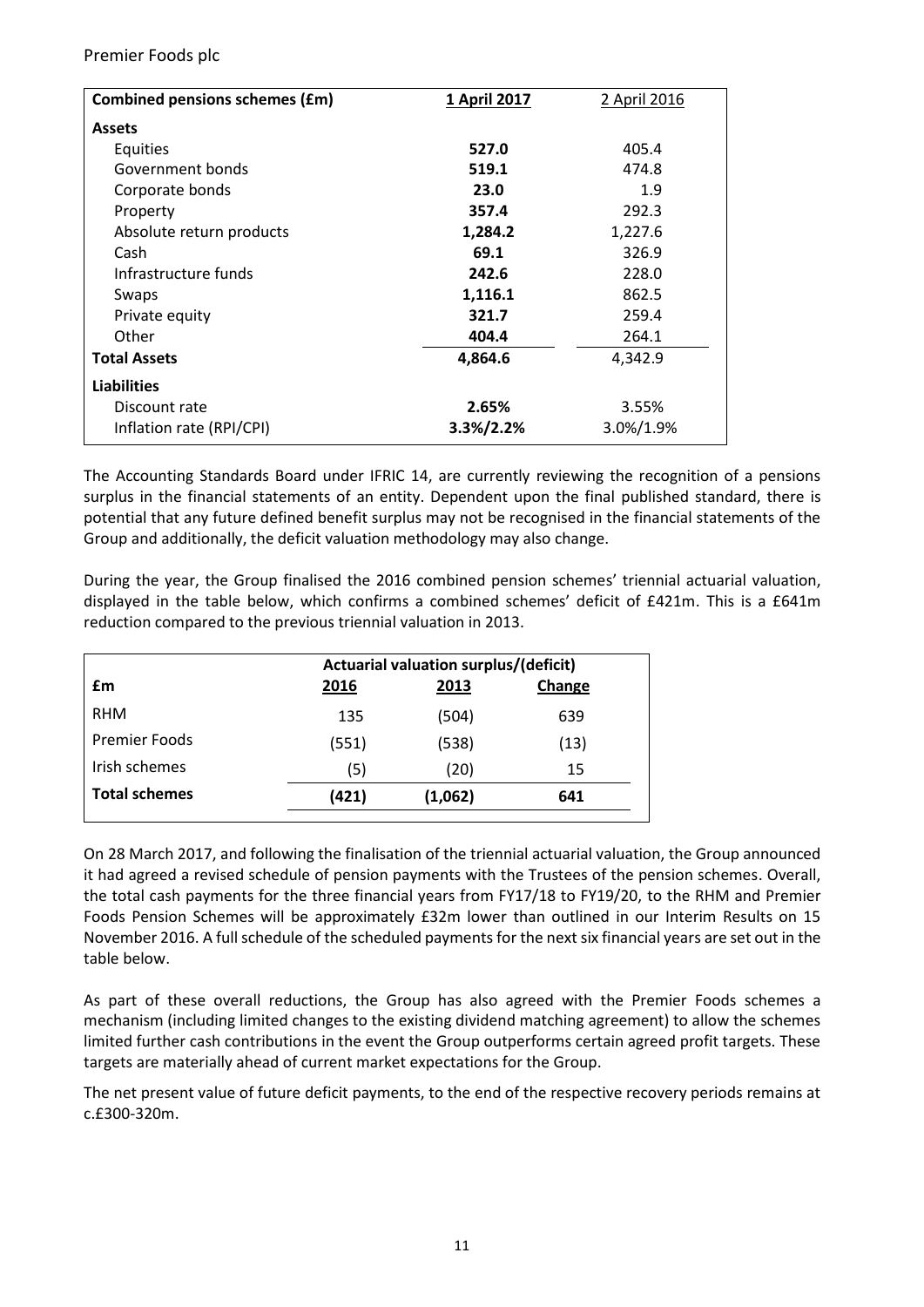| Combined pensions schemes (£m) | 1 April 2017 | 2 April 2016 |
|---|---|---|
| **Assets** | | |
| Equities | **527.0** | 405.4 |
| Government bonds | **519.1** | 474.8 |
| Corporate bonds | **23.0** | 1.9 |
| Property | **357.4** | 292.3 |
| Absolute return products | **1,284.2** | 1,227.6 |
| Cash | **69.1** | 326.9 |
| Infrastructure funds | **242.6** | 228.0 |
| Swaps | **1,116.1** | 862.5 |
| Private equity | **321.7** | 259.4 |
| Other | **404.4** | 264.1 |
| **Total Assets** | **4,864.6** | 4,342.9 |
| **Liabilities** | | |
| Discount rate | **2.65%** | 3.55% |
| Inflation rate (RPI/CPI) | **3.3%/2.2%** | 3.0%/1.9% |

The Accounting Standards Board under IFRIC 14, are currently reviewing the recognition of a pensions surplus in the financial statements of an entity. Dependent upon the final published standard, there is potential that any future defined benefit surplus may not be recognised in the financial statements of the Group and additionally, the deficit valuation methodology may also change.

During the year, the Group finalised the 2016 combined pension schemes' triennial actuarial valuation, displayed in the table below, which confirms a combined schemes' deficit of £421m. This is a £641m reduction compared to the previous triennial valuation in 2013.

| | Actuarial valuation surplus/(deficit) | | |
|---|---|---|---|
| **£m** | **2016** | **2013** | **Change** |
| RHM | 135 | (504) | 639 |
| Premier Foods | (551) | (538) | (13) |
| Irish schemes | (5) | (20) | 15 |
| **Total schemes** | **(421)** | **(1,062)** | **641** |

On 28 March 2017, and following the finalisation of the triennial actuarial valuation, the Group announced it had agreed a revised schedule of pension payments with the Trustees of the pension schemes. Overall, the total cash payments for the three financial years from FY17/18 to FY19/20, to the RHM and Premier Foods Pension Schemes will be approximately £32m lower than outlined in our Interim Results on 15 November 2016. A full schedule of the scheduled payments for the next six financial years are set out in the table below.

As part of these overall reductions, the Group has also agreed with the Premier Foods schemes a mechanism (including limited changes to the existing dividend matching agreement) to allow the schemes limited further cash contributions in the event the Group outperforms certain agreed profit targets. These targets are materially ahead of current market expectations for the Group.

The net present value of future deficit payments, to the end of the respective recovery periods remains at c.£300-320m.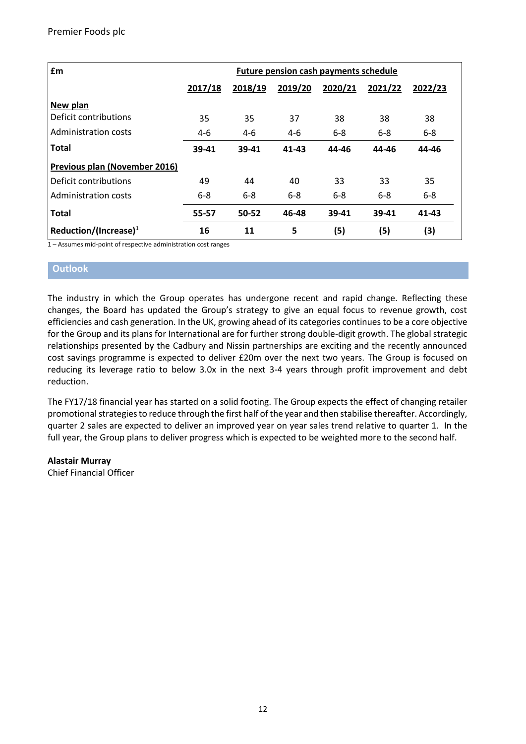| £m | Future pension cash payments schedule | | | | | |
|---|---|---|---|---|---|---|
| | **2017/18** | **2018/19** | **2019/20** | **2020/21** | **2021/22** | **2022/23** |
| **New plan** | | | | | | |
| Deficit contributions | 35 | 35 | 37 | 38 | 38 | 38 |
| Administration costs | 4-6 | 4-6 | 4-6 | 6-8 | 6-8 | 6-8 |
| **Total** | **39-41** | **39-41** | **41-43** | **44-46** | **44-46** | **44-46** |
| **Previous plan (November 2016)** | | | | | | |
| Deficit contributions | 49 | 44 | 40 | 33 | 33 | 35 |
| Administration costs | 6-8 | 6-8 | 6-8 | 6-8 | 6-8 | 6-8 |
| **Total** | **55-57** | **50-52** | **46-48** | **39-41** | **39-41** | **41-43** |
| **Reduction/(Increase)[1]** | **16** | **11** | **5** | **(5)** | **(5)** | **(3)** |

1 – Assumes mid-point of respective administration cost ranges

## Outlook

The industry in which the Group operates has undergone recent and rapid change. Reflecting these changes, the Board has updated the Group's strategy to give an equal focus to revenue growth, cost efficiencies and cash generation. In the UK, growing ahead of its categories continues to be a core objective for the Group and its plans for International are for further strong double-digit growth. The global strategic relationships presented by the Cadbury and Nissin partnerships are exciting and the recently announced cost savings programme is expected to deliver £20m over the next two years. The Group is focused on reducing its leverage ratio to below 3.0x in the next 3-4 years through profit improvement and debt reduction.

The FY17/18 financial year has started on a solid footing. The Group expects the effect of changing retailer promotional strategies to reduce through the first half of the year and then stabilise thereafter. Accordingly, quarter 2 sales are expected to deliver an improved year on year sales trend relative to quarter 1. In the full year, the Group plans to deliver progress which is expected to be weighted more to the second half.

**Alastair Murray**
Chief Financial Officer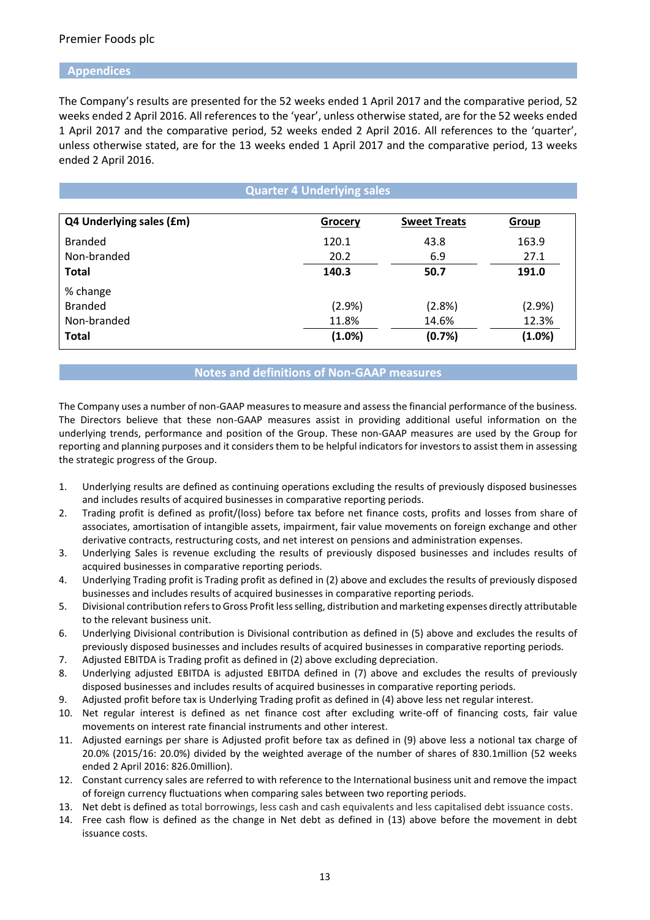## Appendices

The Company's results are presented for the 52 weeks ended 1 April 2017 and the comparative period, 52 weeks ended 2 April 2016. All references to the 'year', unless otherwise stated, are for the 52 weeks ended 1 April 2017 and the comparative period, 52 weeks ended 2 April 2016. All references to the 'quarter', unless otherwise stated, are for the 13 weeks ended 1 April 2017 and the comparative period, 13 weeks ended 2 April 2016.

## Quarter 4 Underlying sales

| Q4 Underlying sales (£m) | Grocery | Sweet Treats | Group |
|---|---|---|---|
| Branded | 120.1 | 43.8 | 163.9 |
| Non-branded | 20.2 | 6.9 | 27.1 |
| **Total** | **140.3** | **50.7** | **191.0** |
| % change | | | |
| Branded | (2.9%) | (2.8%) | (2.9%) |
| Non-branded | 11.8% | 14.6% | 12.3% |
| **Total** | **(1.0%)** | **(0.7%)** | **(1.0%)** |

## Notes and definitions of Non-GAAP measures

The Company uses a number of non-GAAP measures to measure and assess the financial performance of the business. The Directors believe that these non-GAAP measures assist in providing additional useful information on the underlying trends, performance and position of the Group. These non-GAAP measures are used by the Group for reporting and planning purposes and it considers them to be helpful indicators for investors to assist them in assessing the strategic progress of the Group.

1. Underlying results are defined as continuing operations excluding the results of previously disposed businesses and includes results of acquired businesses in comparative reporting periods.
2. Trading profit is defined as profit/(loss) before tax before net finance costs, profits and losses from share of associates, amortisation of intangible assets, impairment, fair value movements on foreign exchange and other derivative contracts, restructuring costs, and net interest on pensions and administration expenses.
3. Underlying Sales is revenue excluding the results of previously disposed businesses and includes results of acquired businesses in comparative reporting periods.
4. Underlying Trading profit is Trading profit as defined in (2) above and excludes the results of previously disposed businesses and includes results of acquired businesses in comparative reporting periods.
5. Divisional contribution refers to Gross Profit less selling, distribution and marketing expenses directly attributable to the relevant business unit.
6. Underlying Divisional contribution is Divisional contribution as defined in (5) above and excludes the results of previously disposed businesses and includes results of acquired businesses in comparative reporting periods.
7. Adjusted EBITDA is Trading profit as defined in (2) above excluding depreciation.
8. Underlying adjusted EBITDA is adjusted EBITDA defined in (7) above and excludes the results of previously disposed businesses and includes results of acquired businesses in comparative reporting periods.
9. Adjusted profit before tax is Underlying Trading profit as defined in (4) above less net regular interest.
10. Net regular interest is defined as net finance cost after excluding write-off of financing costs, fair value movements on interest rate financial instruments and other interest.
11. Adjusted earnings per share is Adjusted profit before tax as defined in (9) above less a notional tax charge of 20.0% (2015/16: 20.0%) divided by the weighted average of the number of shares of 830.1million (52 weeks ended 2 April 2016: 826.0million).
12. Constant currency sales are referred to with reference to the International business unit and remove the impact of foreign currency fluctuations when comparing sales between two reporting periods.
13. Net debt is defined as total borrowings, less cash and cash equivalents and less capitalised debt issuance costs.
14. Free cash flow is defined as the change in Net debt as defined in (13) above before the movement in debt issuance costs.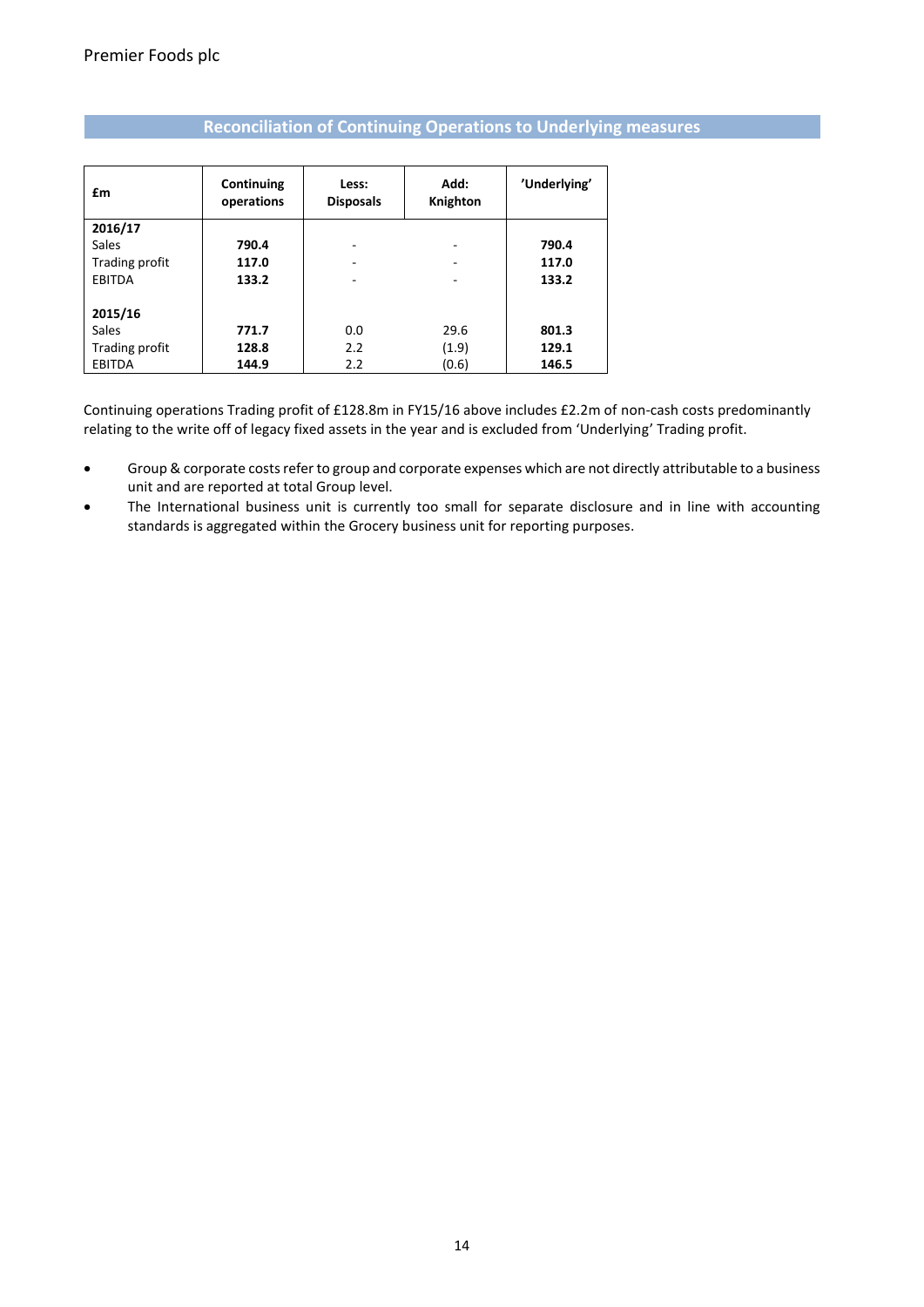## Reconciliation of Continuing Operations to Underlying measures

| £m | Continuing operations | Less: Disposals | Add: Knighton | 'Underlying' |
|---|---|---|---|---|
| **2016/17** | | | | |
| Sales | **790.4** | - | - | **790.4** |
| Trading profit | **117.0** | - | - | **117.0** |
| EBITDA | **133.2** | - | - | **133.2** |
| | | | | |
| **2015/16** | | | | |
| Sales | **771.7** | 0.0 | 29.6 | **801.3** |
| Trading profit | **128.8** | 2.2 | (1.9) | **129.1** |
| EBITDA | **144.9** | 2.2 | (0.6) | **146.5** |

Continuing operations Trading profit of £128.8m in FY15/16 above includes £2.2m of non-cash costs predominantly relating to the write off of legacy fixed assets in the year and is excluded from 'Underlying' Trading profit.

- Group & corporate costs refer to group and corporate expenses which are not directly attributable to a business unit and are reported at total Group level.
- The International business unit is currently too small for separate disclosure and in line with accounting standards is aggregated within the Grocery business unit for reporting purposes.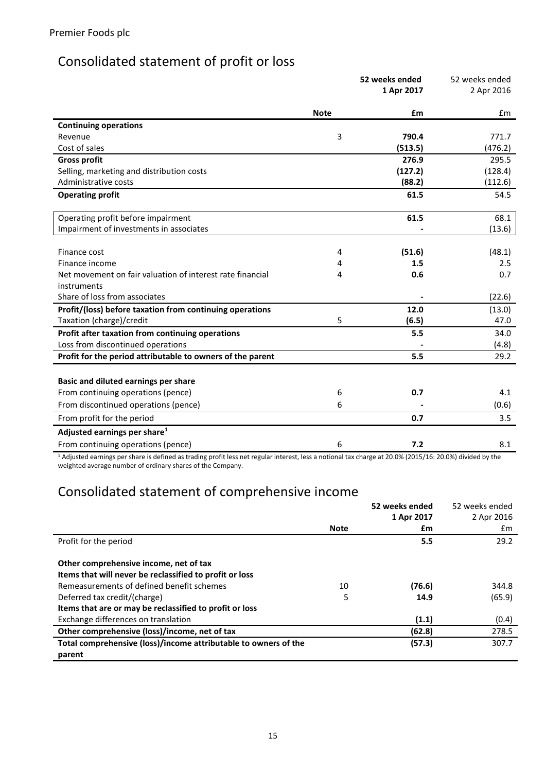Premier Foods plc

## Consolidated statement of profit or loss

| | Note | 52 weeks ended 1 Apr 2017 | 52 weeks ended 2 Apr 2016 |
|---|---|---|---|
| | | **£m** | £m |
| **Continuing operations** | | | |
| Revenue | 3 | **790.4** | 771.7 |
| Cost of sales | | **(513.5)** | (476.2) |
| **Gross profit** | | **276.9** | 295.5 |
| Selling, marketing and distribution costs | | **(127.2)** | (128.4) |
| Administrative costs | | **(88.2)** | (112.6) |
| **Operating profit** | | **61.5** | 54.5 |
| | | | |
| Operating profit before impairment | | **61.5** | 68.1 |
| Impairment of investments in associates | | **-** | (13.6) |
| | | | |
| Finance cost | 4 | **(51.6)** | (48.1) |
| Finance income | 4 | **1.5** | 2.5 |
| Net movement on fair valuation of interest rate financial instruments | 4 | **0.6** | 0.7 |
| Share of loss from associates | | **-** | (22.6) |
| **Profit/(loss) before taxation from continuing operations** | | **12.0** | (13.0) |
| Taxation (charge)/credit | 5 | **(6.5)** | 47.0 |
| **Profit after taxation from continuing operations** | | **5.5** | 34.0 |
| Loss from discontinued operations | | **-** | (4.8) |
| **Profit for the period attributable to owners of the parent** | | **5.5** | 29.2 |
| | | | |
| **Basic and diluted earnings per share** | | | |
| From continuing operations (pence) | 6 | **0.7** | 4.1 |
| From discontinued operations (pence) | 6 | **-** | (0.6) |
| From profit for the period | | **0.7** | 3.5 |
| **Adjusted earnings per share[1]** | | | |
| From continuing operations (pence) | 6 | **7.2** | 8.1 |

[1] Adjusted earnings per share is defined as trading profit less net regular interest, less a notional tax charge at 20.0% (2015/16: 20.0%) divided by the weighted average number of ordinary shares of the Company.

## Consolidated statement of comprehensive income

| | Note | 52 weeks ended 1 Apr 2017 £m | 52 weeks ended 2 Apr 2016 £m |
|---|---|---|---|
| Profit for the period | | **5.5** | 29.2 |
| | | | |
| **Other comprehensive income, net of tax** | | | |
| **Items that will never be reclassified to profit or loss** | | | |
| Remeasurements of defined benefit schemes | 10 | **(76.6)** | 344.8 |
| Deferred tax credit/(charge) | 5 | **14.9** | (65.9) |
| **Items that are or may be reclassified to profit or loss** | | | |
| Exchange differences on translation | | **(1.1)** | (0.4) |
| **Other comprehensive (loss)/income, net of tax** | | **(62.8)** | 278.5 |
| **Total comprehensive (loss)/income attributable to owners of the parent** | | **(57.3)** | 307.7 |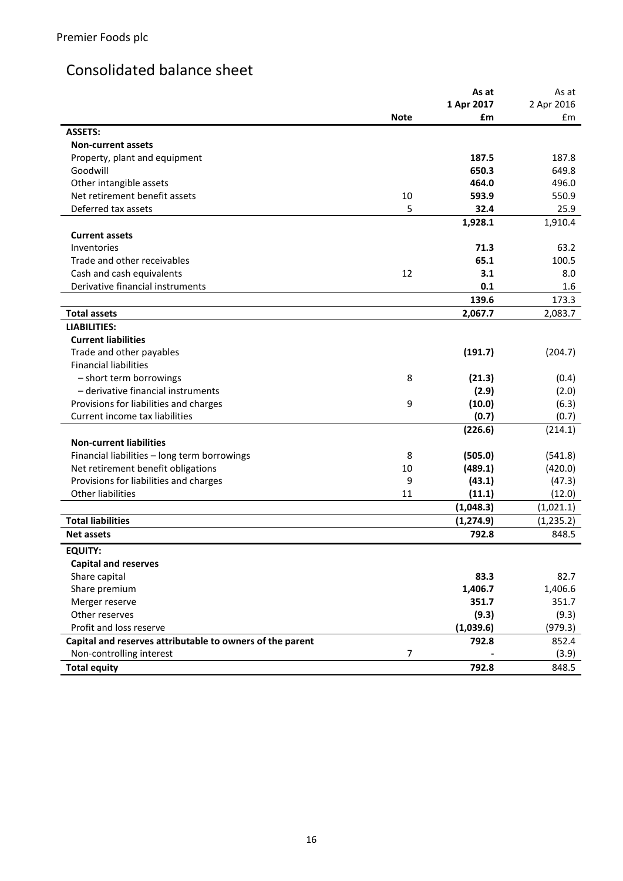Premier Foods plc

# Consolidated balance sheet

| | Note | As at 1 Apr 2017 £m | As at 2 Apr 2016 £m |
|---|---|---|---|
| **ASSETS:** | | | |
| **Non-current assets** | | | |
| Property, plant and equipment | | **187.5** | 187.8 |
| Goodwill | | **650.3** | 649.8 |
| Other intangible assets | | **464.0** | 496.0 |
| Net retirement benefit assets | 10 | **593.9** | 550.9 |
| Deferred tax assets | 5 | **32.4** | 25.9 |
| | | **1,928.1** | 1,910.4 |
| **Current assets** | | | |
| Inventories | | **71.3** | 63.2 |
| Trade and other receivables | | **65.1** | 100.5 |
| Cash and cash equivalents | 12 | **3.1** | 8.0 |
| Derivative financial instruments | | **0.1** | 1.6 |
| | | **139.6** | 173.3 |
| **Total assets** | | **2,067.7** | 2,083.7 |
| **LIABILITIES:** | | | |
| **Current liabilities** | | | |
| Trade and other payables | | **(191.7)** | (204.7) |
| Financial liabilities | | | |
| – short term borrowings | 8 | **(21.3)** | (0.4) |
| – derivative financial instruments | | **(2.9)** | (2.0) |
| Provisions for liabilities and charges | 9 | **(10.0)** | (6.3) |
| Current income tax liabilities | | **(0.7)** | (0.7) |
| | | **(226.6)** | (214.1) |
| **Non-current liabilities** | | | |
| Financial liabilities – long term borrowings | 8 | **(505.0)** | (541.8) |
| Net retirement benefit obligations | 10 | **(489.1)** | (420.0) |
| Provisions for liabilities and charges | 9 | **(43.1)** | (47.3) |
| Other liabilities | 11 | **(11.1)** | (12.0) |
| | | **(1,048.3)** | (1,021.1) |
| **Total liabilities** | | **(1,274.9)** | (1,235.2) |
| **Net assets** | | **792.8** | 848.5 |
| **EQUITY:** | | | |
| **Capital and reserves** | | | |
| Share capital | | **83.3** | 82.7 |
| Share premium | | **1,406.7** | 1,406.6 |
| Merger reserve | | **351.7** | 351.7 |
| Other reserves | | **(9.3)** | (9.3) |
| Profit and loss reserve | | **(1,039.6)** | (979.3) |
| **Capital and reserves attributable to owners of the parent** | | **792.8** | 852.4 |
| Non-controlling interest | 7 | **-** | (3.9) |
| **Total equity** | | **792.8** | 848.5 |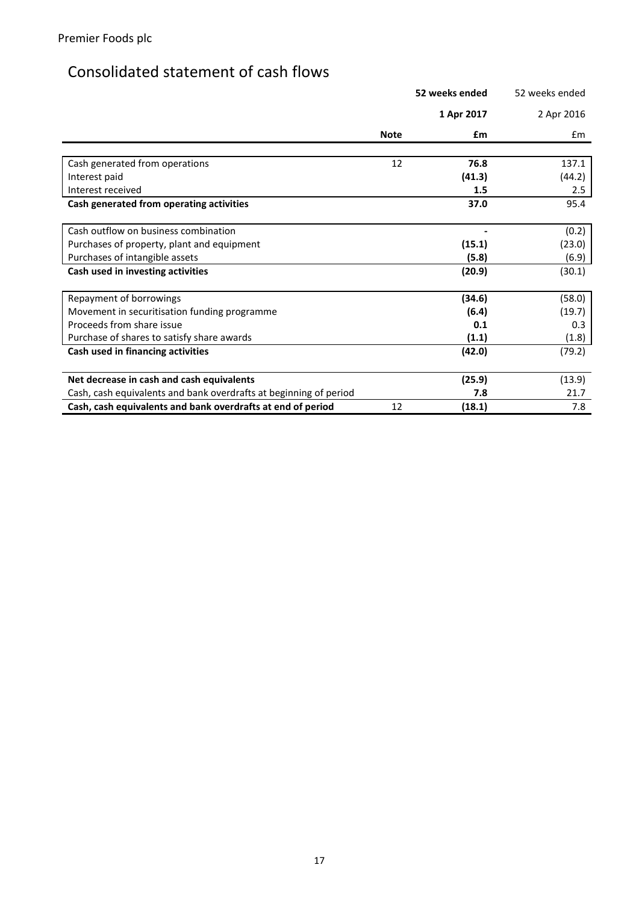Premier Foods plc

# Consolidated statement of cash flows

| | Note | 52 weeks ended 1 Apr 2017 £m | 52 weeks ended 2 Apr 2016 £m |
|---|---|---|---|
| Cash generated from operations | 12 | **76.8** | 137.1 |
| Interest paid | | **(41.3)** | (44.2) |
| Interest received | | **1.5** | 2.5 |
| **Cash generated from operating activities** | | **37.0** | 95.4 |
| Cash outflow on business combination | | **-** | (0.2) |
| Purchases of property, plant and equipment | | **(15.1)** | (23.0) |
| Purchases of intangible assets | | **(5.8)** | (6.9) |
| **Cash used in investing activities** | | **(20.9)** | (30.1) |
| Repayment of borrowings | | **(34.6)** | (58.0) |
| Movement in securitisation funding programme | | **(6.4)** | (19.7) |
| Proceeds from share issue | | **0.1** | 0.3 |
| Purchase of shares to satisfy share awards | | **(1.1)** | (1.8) |
| **Cash used in financing activities** | | **(42.0)** | (79.2) |
| **Net decrease in cash and cash equivalents** | | **(25.9)** | (13.9) |
| Cash, cash equivalents and bank overdrafts at beginning of period | | **7.8** | 21.7 |
| **Cash, cash equivalents and bank overdrafts at end of period** | 12 | **(18.1)** | 7.8 |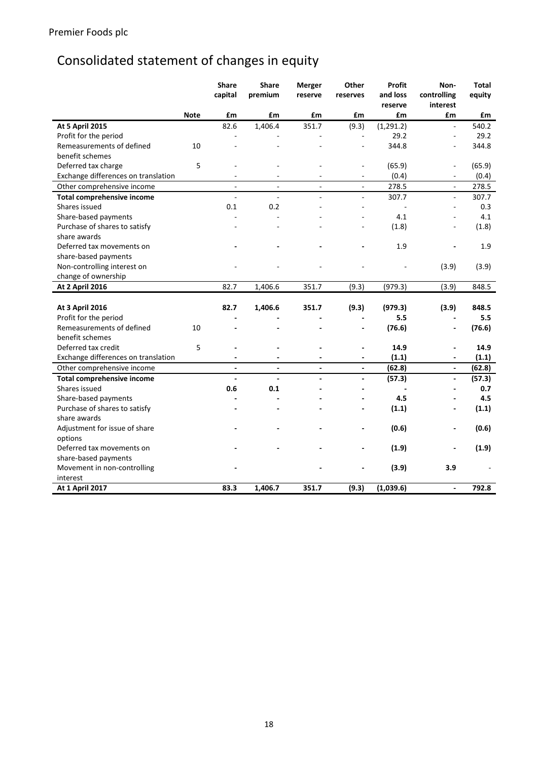Premier Foods plc

# Consolidated statement of changes in equity

| | Note | Share capital £m | Share premium £m | Merger reserve £m | Other reserves £m | Profit and loss reserve £m | Non-controlling interest £m | Total equity £m |
|---|---|---|---|---|---|---|---|---|
| **At 5 April 2015** | | 82.6 | 1,406.4 | 351.7 | (9.3) | (1,291.2) | - | 540.2 |
| Profit for the period | | - | - | - | - | 29.2 | - | 29.2 |
| Remeasurements of defined benefit schemes | 10 | - | - | - | - | 344.8 | - | 344.8 |
| Deferred tax charge | 5 | - | - | - | - | (65.9) | - | (65.9) |
| Exchange differences on translation | | - | - | - | - | (0.4) | - | (0.4) |
| Other comprehensive income | | - | - | - | - | 278.5 | - | 278.5 |
| **Total comprehensive income** | | - | - | - | - | 307.7 | - | 307.7 |
| Shares issued | | 0.1 | 0.2 | - | - | - | - | 0.3 |
| Share-based payments | | - | - | - | - | 4.1 | - | 4.1 |
| Purchase of shares to satisfy share awards | | - | - | - | - | (1.8) | - | (1.8) |
| Deferred tax movements on share-based payments | | - | - | - | - | 1.9 | - | 1.9 |
| Non-controlling interest on change of ownership | | - | - | - | - | - | (3.9) | (3.9) |
| **At 2 April 2016** | | 82.7 | 1,406.6 | 351.7 | (9.3) | (979.3) | (3.9) | 848.5 |
| | | | | | | | | |
| **At 3 April 2016** | | **82.7** | **1,406.6** | **351.7** | **(9.3)** | **(979.3)** | **(3.9)** | **848.5** |
| Profit for the period | | **-** | **-** | **-** | **-** | **5.5** | **-** | **5.5** |
| Remeasurements of defined benefit schemes | 10 | **-** | **-** | **-** | **-** | **(76.6)** | **-** | **(76.6)** |
| Deferred tax credit | 5 | **-** | **-** | **-** | **-** | **14.9** | **-** | **14.9** |
| Exchange differences on translation | | **-** | **-** | **-** | **-** | **(1.1)** | **-** | **(1.1)** |
| Other comprehensive income | | **-** | **-** | **-** | **-** | **(62.8)** | **-** | **(62.8)** |
| **Total comprehensive income** | | **-** | **-** | **-** | **-** | **(57.3)** | **-** | **(57.3)** |
| Shares issued | | **0.6** | **0.1** | **-** | **-** | **-** | **-** | **0.7** |
| Share-based payments | | **-** | **-** | **-** | **-** | **4.5** | **-** | **4.5** |
| Purchase of shares to satisfy share awards | | **-** | **-** | **-** | **-** | **(1.1)** | **-** | **(1.1)** |
| Adjustment for issue of share options | | **-** | **-** | **-** | **-** | **(0.6)** | **-** | **(0.6)** |
| Deferred tax movements on share-based payments | | **-** | **-** | **-** | **-** | **(1.9)** | **-** | **(1.9)** |
| Movement in non-controlling interest | | **-** | | **-** | **-** | **(3.9)** | **3.9** | - |
| **At 1 April 2017** | | **83.3** | **1,406.7** | **351.7** | **(9.3)** | **(1,039.6)** | **-** | **792.8** |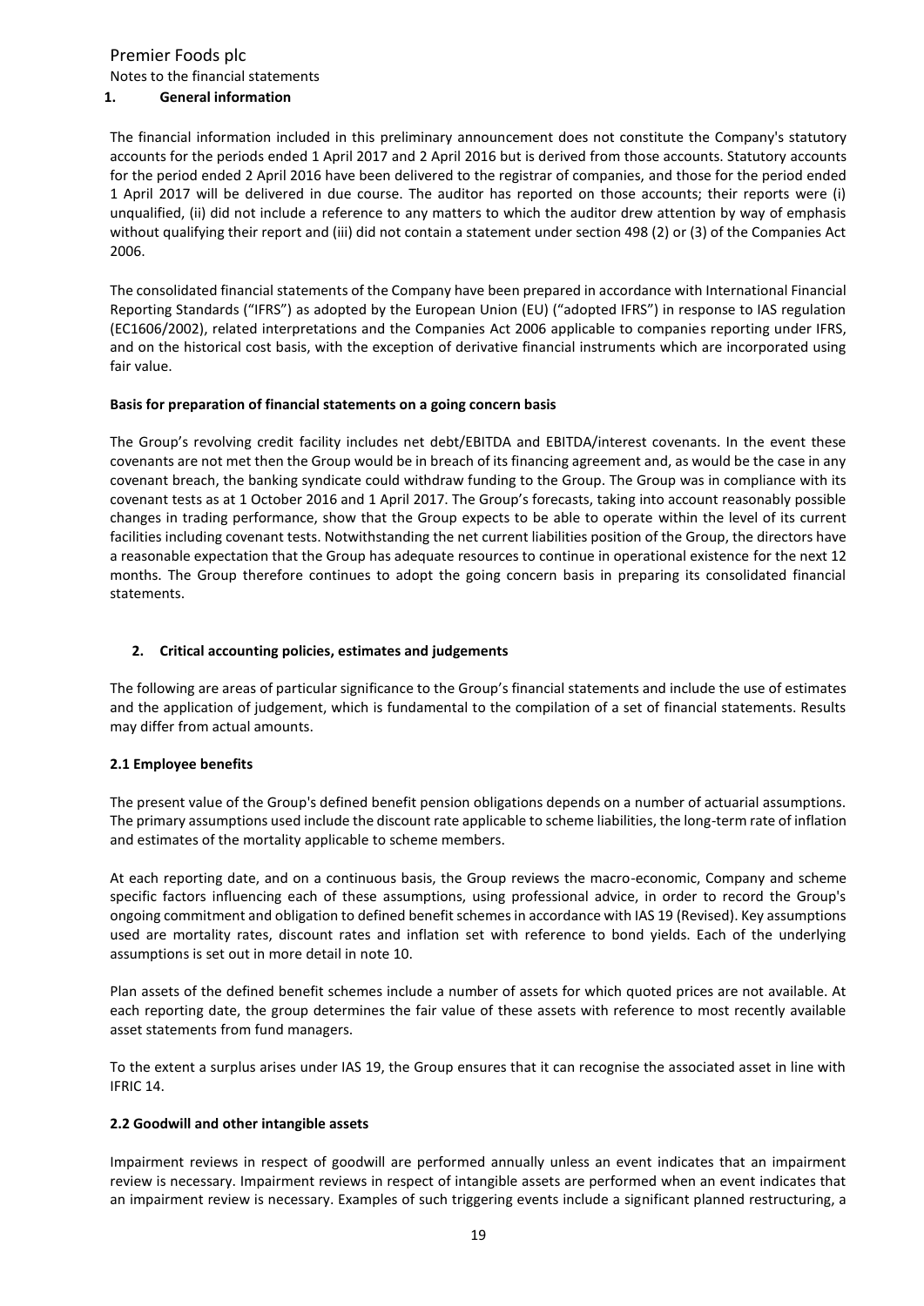Premier Foods plc

Notes to the financial statements

## 1. General information

The financial information included in this preliminary announcement does not constitute the Company's statutory accounts for the periods ended 1 April 2017 and 2 April 2016 but is derived from those accounts. Statutory accounts for the period ended 2 April 2016 have been delivered to the registrar of companies, and those for the period ended 1 April 2017 will be delivered in due course. The auditor has reported on those accounts; their reports were (i) unqualified, (ii) did not include a reference to any matters to which the auditor drew attention by way of emphasis without qualifying their report and (iii) did not contain a statement under section 498 (2) or (3) of the Companies Act 2006.

The consolidated financial statements of the Company have been prepared in accordance with International Financial Reporting Standards ("IFRS") as adopted by the European Union (EU) ("adopted IFRS") in response to IAS regulation (EC1606/2002), related interpretations and the Companies Act 2006 applicable to companies reporting under IFRS, and on the historical cost basis, with the exception of derivative financial instruments which are incorporated using fair value.

**Basis for preparation of financial statements on a going concern basis**

The Group's revolving credit facility includes net debt/EBITDA and EBITDA/interest covenants. In the event these covenants are not met then the Group would be in breach of its financing agreement and, as would be the case in any covenant breach, the banking syndicate could withdraw funding to the Group. The Group was in compliance with its covenant tests as at 1 October 2016 and 1 April 2017. The Group's forecasts, taking into account reasonably possible changes in trading performance, show that the Group expects to be able to operate within the level of its current facilities including covenant tests. Notwithstanding the net current liabilities position of the Group, the directors have a reasonable expectation that the Group has adequate resources to continue in operational existence for the next 12 months. The Group therefore continues to adopt the going concern basis in preparing its consolidated financial statements.

## 2. Critical accounting policies, estimates and judgements

The following are areas of particular significance to the Group's financial statements and include the use of estimates and the application of judgement, which is fundamental to the compilation of a set of financial statements. Results may differ from actual amounts.

### 2.1 Employee benefits

The present value of the Group's defined benefit pension obligations depends on a number of actuarial assumptions. The primary assumptions used include the discount rate applicable to scheme liabilities, the long-term rate of inflation and estimates of the mortality applicable to scheme members.

At each reporting date, and on a continuous basis, the Group reviews the macro-economic, Company and scheme specific factors influencing each of these assumptions, using professional advice, in order to record the Group's ongoing commitment and obligation to defined benefit schemes in accordance with IAS 19 (Revised). Key assumptions used are mortality rates, discount rates and inflation set with reference to bond yields. Each of the underlying assumptions is set out in more detail in note 10.

Plan assets of the defined benefit schemes include a number of assets for which quoted prices are not available. At each reporting date, the group determines the fair value of these assets with reference to most recently available asset statements from fund managers.

To the extent a surplus arises under IAS 19, the Group ensures that it can recognise the associated asset in line with IFRIC 14.

### 2.2 Goodwill and other intangible assets

Impairment reviews in respect of goodwill are performed annually unless an event indicates that an impairment review is necessary. Impairment reviews in respect of intangible assets are performed when an event indicates that an impairment review is necessary. Examples of such triggering events include a significant planned restructuring, a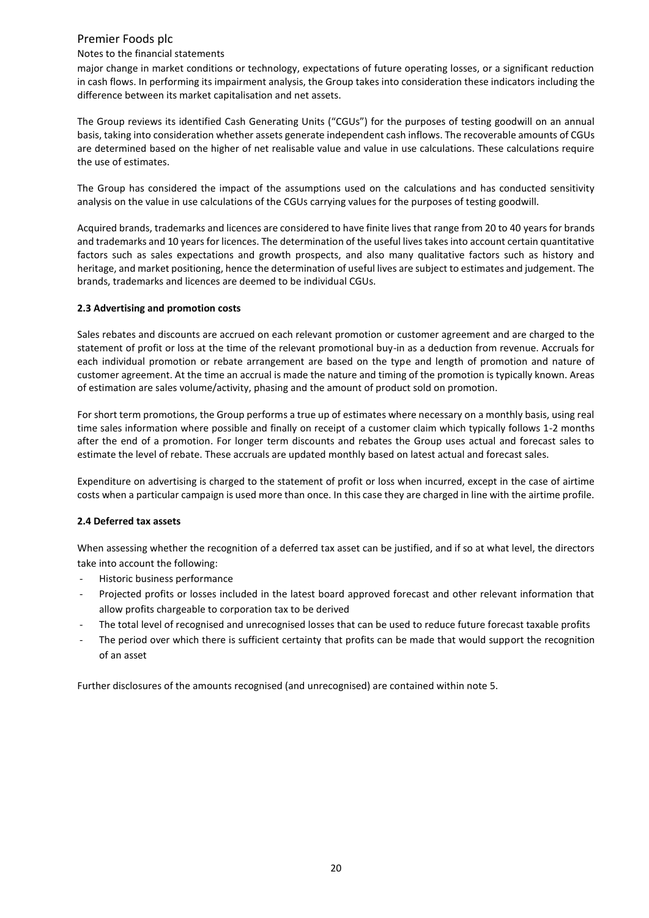major change in market conditions or technology, expectations of future operating losses, or a significant reduction in cash flows. In performing its impairment analysis, the Group takes into consideration these indicators including the difference between its market capitalisation and net assets.

The Group reviews its identified Cash Generating Units ("CGUs") for the purposes of testing goodwill on an annual basis, taking into consideration whether assets generate independent cash inflows. The recoverable amounts of CGUs are determined based on the higher of net realisable value and value in use calculations. These calculations require the use of estimates.

The Group has considered the impact of the assumptions used on the calculations and has conducted sensitivity analysis on the value in use calculations of the CGUs carrying values for the purposes of testing goodwill.

Acquired brands, trademarks and licences are considered to have finite lives that range from 20 to 40 years for brands and trademarks and 10 years for licences. The determination of the useful lives takes into account certain quantitative factors such as sales expectations and growth prospects, and also many qualitative factors such as history and heritage, and market positioning, hence the determination of useful lives are subject to estimates and judgement. The brands, trademarks and licences are deemed to be individual CGUs.

### 2.3 Advertising and promotion costs

Sales rebates and discounts are accrued on each relevant promotion or customer agreement and are charged to the statement of profit or loss at the time of the relevant promotional buy-in as a deduction from revenue. Accruals for each individual promotion or rebate arrangement are based on the type and length of promotion and nature of customer agreement. At the time an accrual is made the nature and timing of the promotion is typically known. Areas of estimation are sales volume/activity, phasing and the amount of product sold on promotion.

For short term promotions, the Group performs a true up of estimates where necessary on a monthly basis, using real time sales information where possible and finally on receipt of a customer claim which typically follows 1-2 months after the end of a promotion. For longer term discounts and rebates the Group uses actual and forecast sales to estimate the level of rebate. These accruals are updated monthly based on latest actual and forecast sales.

Expenditure on advertising is charged to the statement of profit or loss when incurred, except in the case of airtime costs when a particular campaign is used more than once. In this case they are charged in line with the airtime profile.

### 2.4 Deferred tax assets

When assessing whether the recognition of a deferred tax asset can be justified, and if so at what level, the directors take into account the following:

- Historic business performance
- Projected profits or losses included in the latest board approved forecast and other relevant information that allow profits chargeable to corporation tax to be derived
- The total level of recognised and unrecognised losses that can be used to reduce future forecast taxable profits
- The period over which there is sufficient certainty that profits can be made that would support the recognition of an asset

Further disclosures of the amounts recognised (and unrecognised) are contained within note 5.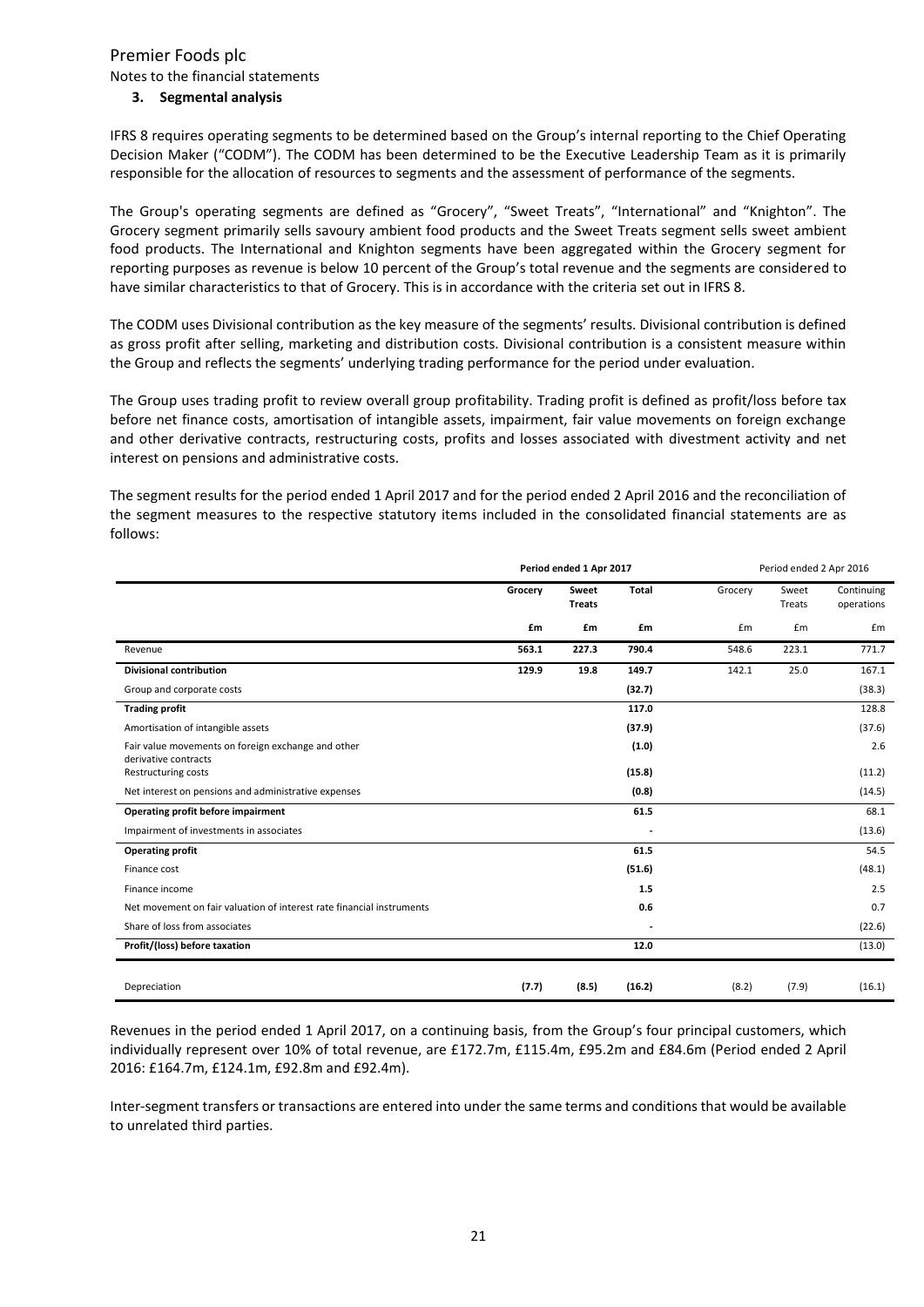Premier Foods plc

Notes to the financial statements

### 3. Segmental analysis

IFRS 8 requires operating segments to be determined based on the Group's internal reporting to the Chief Operating Decision Maker ("CODM"). The CODM has been determined to be the Executive Leadership Team as it is primarily responsible for the allocation of resources to segments and the assessment of performance of the segments.

The Group's operating segments are defined as "Grocery", "Sweet Treats", "International" and "Knighton". The Grocery segment primarily sells savoury ambient food products and the Sweet Treats segment sells sweet ambient food products. The International and Knighton segments have been aggregated within the Grocery segment for reporting purposes as revenue is below 10 percent of the Group's total revenue and the segments are considered to have similar characteristics to that of Grocery. This is in accordance with the criteria set out in IFRS 8.

The CODM uses Divisional contribution as the key measure of the segments' results. Divisional contribution is defined as gross profit after selling, marketing and distribution costs. Divisional contribution is a consistent measure within the Group and reflects the segments' underlying trading performance for the period under evaluation.

The Group uses trading profit to review overall group profitability. Trading profit is defined as profit/loss before tax before net finance costs, amortisation of intangible assets, impairment, fair value movements on foreign exchange and other derivative contracts, restructuring costs, profits and losses associated with divestment activity and net interest on pensions and administrative costs.

The segment results for the period ended 1 April 2017 and for the period ended 2 April 2016 and the reconciliation of the segment measures to the respective statutory items included in the consolidated financial statements are as follows:

| | **Period ended 1 Apr 2017** | | | Period ended 2 Apr 2016 | | |
|---|---|---|---|---|---|---|
| | **Grocery** | **Sweet Treats** | **Total** | Grocery | Sweet Treats | Continuing operations |
| | **£m** | **£m** | **£m** | £m | £m | £m |
| Revenue | **563.1** | **227.3** | **790.4** | 548.6 | 223.1 | 771.7 |
| **Divisional contribution** | **129.9** | **19.8** | **149.7** | 142.1 | 25.0 | 167.1 |
| Group and corporate costs | | | **(32.7)** | | | (38.3) |
| **Trading profit** | | | **117.0** | | | 128.8 |
| Amortisation of intangible assets | | | **(37.9)** | | | (37.6) |
| Fair value movements on foreign exchange and other derivative contracts | | | **(1.0)** | | | 2.6 |
| Restructuring costs | | | **(15.8)** | | | (11.2) |
| Net interest on pensions and administrative expenses | | | **(0.8)** | | | (14.5) |
| **Operating profit before impairment** | | | **61.5** | | | 68.1 |
| Impairment of investments in associates | | | **-** | | | (13.6) |
| **Operating profit** | | | **61.5** | | | 54.5 |
| Finance cost | | | **(51.6)** | | | (48.1) |
| Finance income | | | **1.5** | | | 2.5 |
| Net movement on fair valuation of interest rate financial instruments | | | **0.6** | | | 0.7 |
| Share of loss from associates | | | **-** | | | (22.6) |
| **Profit/(loss) before taxation** | | | **12.0** | | | (13.0) |
| Depreciation | **(7.7)** | **(8.5)** | **(16.2)** | (8.2) | (7.9) | (16.1) |

Revenues in the period ended 1 April 2017, on a continuing basis, from the Group's four principal customers, which individually represent over 10% of total revenue, are £172.7m, £115.4m, £95.2m and £84.6m (Period ended 2 April 2016: £164.7m, £124.1m, £92.8m and £92.4m).

Inter-segment transfers or transactions are entered into under the same terms and conditions that would be available to unrelated third parties.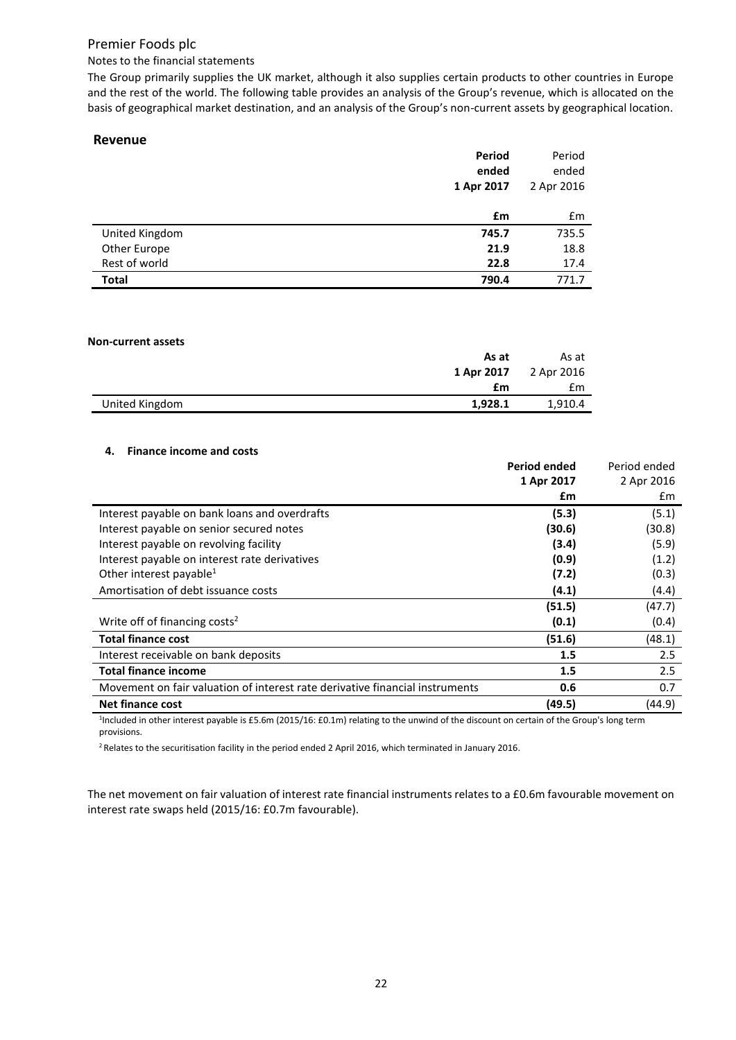Premier Foods plc

Notes to the financial statements

The Group primarily supplies the UK market, although it also supplies certain products to other countries in Europe and the rest of the world. The following table provides an analysis of the Group's revenue, which is allocated on the basis of geographical market destination, and an analysis of the Group's non-current assets by geographical location.

## Revenue

| | **Period ended 1 Apr 2017** | Period ended 2 Apr 2016 |
|---|---|---|
| | **£m** | £m |
| United Kingdom | **745.7** | 735.5 |
| Other Europe | **21.9** | 18.8 |
| Rest of world | **22.8** | 17.4 |
| **Total** | **790.4** | 771.7 |

**Non-current assets**

| | **As at 1 Apr 2017** | As at 2 Apr 2016 |
|---|---|---|
| | **£m** | £m |
| United Kingdom | **1,928.1** | 1,910.4 |

#### 4. Finance income and costs

| | **Period ended 1 Apr 2017** | Period ended 2 Apr 2016 |
|---|---|---|
| | **£m** | £m |
| Interest payable on bank loans and overdrafts | **(5.3)** | (5.1) |
| Interest payable on senior secured notes | **(30.6)** | (30.8) |
| Interest payable on revolving facility | **(3.4)** | (5.9) |
| Interest payable on interest rate derivatives | **(0.9)** | (1.2) |
| Other interest payable[1] | **(7.2)** | (0.3) |
| Amortisation of debt issuance costs | **(4.1)** | (4.4) |
| | **(51.5)** | (47.7) |
| Write off of financing costs[2] | **(0.1)** | (0.4) |
| **Total finance cost** | **(51.6)** | (48.1) |
| Interest receivable on bank deposits | **1.5** | 2.5 |
| **Total finance income** | **1.5** | 2.5 |
| Movement on fair valuation of interest rate derivative financial instruments | **0.6** | 0.7 |
| **Net finance cost** | **(49.5)** | (44.9) |

[1]Included in other interest payable is £5.6m (2015/16: £0.1m) relating to the unwind of the discount on certain of the Group's long term provisions.

[2] Relates to the securitisation facility in the period ended 2 April 2016, which terminated in January 2016.

The net movement on fair valuation of interest rate financial instruments relates to a £0.6m favourable movement on interest rate swaps held (2015/16: £0.7m favourable).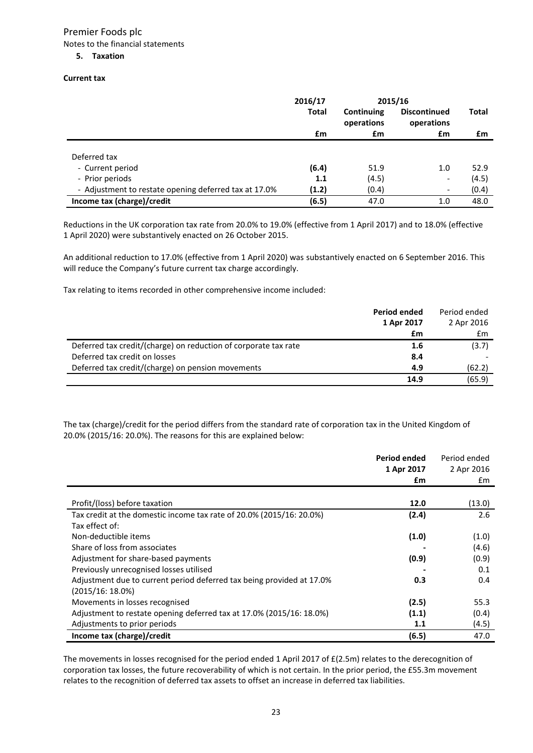Premier Foods plc

Notes to the financial statements

**5. Taxation**

**Current tax**

| | 2016/17 | 2015/16 | | |
|---|---|---|---|---|
| | **Total** | **Continuing operations** | **Discontinued operations** | **Total** |
| | **£m** | **£m** | **£m** | **£m** |
| Deferred tax | | | | |
| - Current period | **(6.4)** | 51.9 | 1.0 | 52.9 |
| - Prior periods | **1.1** | (4.5) | - | (4.5) |
| - Adjustment to restate opening deferred tax at 17.0% | **(1.2)** | (0.4) | - | (0.4) |
| **Income tax (charge)/credit** | **(6.5)** | 47.0 | 1.0 | 48.0 |

Reductions in the UK corporation tax rate from 20.0% to 19.0% (effective from 1 April 2017) and to 18.0% (effective 1 April 2020) were substantively enacted on 26 October 2015.

An additional reduction to 17.0% (effective from 1 April 2020) was substantively enacted on 6 September 2016. This will reduce the Company's future current tax charge accordingly.

Tax relating to items recorded in other comprehensive income included:

| | **Period ended 1 Apr 2017** | Period ended 2 Apr 2016 |
|---|---|---|
| | **£m** | £m |
| Deferred tax credit/(charge) on reduction of corporate tax rate | **1.6** | (3.7) |
| Deferred tax credit on losses | **8.4** | - |
| Deferred tax credit/(charge) on pension movements | **4.9** | (62.2) |
| | **14.9** | (65.9) |

The tax (charge)/credit for the period differs from the standard rate of corporation tax in the United Kingdom of 20.0% (2015/16: 20.0%). The reasons for this are explained below:

| | **Period ended 1 Apr 2017** | Period ended 2 Apr 2016 |
|---|---|---|
| | **£m** | £m |
| Profit/(loss) before taxation | **12.0** | (13.0) |
| Tax credit at the domestic income tax rate of 20.0% (2015/16: 20.0%) | **(2.4)** | 2.6 |
| Tax effect of: | | |
| Non-deductible items | **(1.0)** | (1.0) |
| Share of loss from associates | **-** | (4.6) |
| Adjustment for share-based payments | **(0.9)** | (0.9) |
| Previously unrecognised losses utilised | **-** | 0.1 |
| Adjustment due to current period deferred tax being provided at 17.0% (2015/16: 18.0%) | **0.3** | 0.4 |
| Movements in losses recognised | **(2.5)** | 55.3 |
| Adjustment to restate opening deferred tax at 17.0% (2015/16: 18.0%) | **(1.1)** | (0.4) |
| Adjustments to prior periods | **1.1** | (4.5) |
| **Income tax (charge)/credit** | **(6.5)** | 47.0 |

The movements in losses recognised for the period ended 1 April 2017 of £(2.5m) relates to the derecognition of corporation tax losses, the future recoverability of which is not certain. In the prior period, the £55.3m movement relates to the recognition of deferred tax assets to offset an increase in deferred tax liabilities.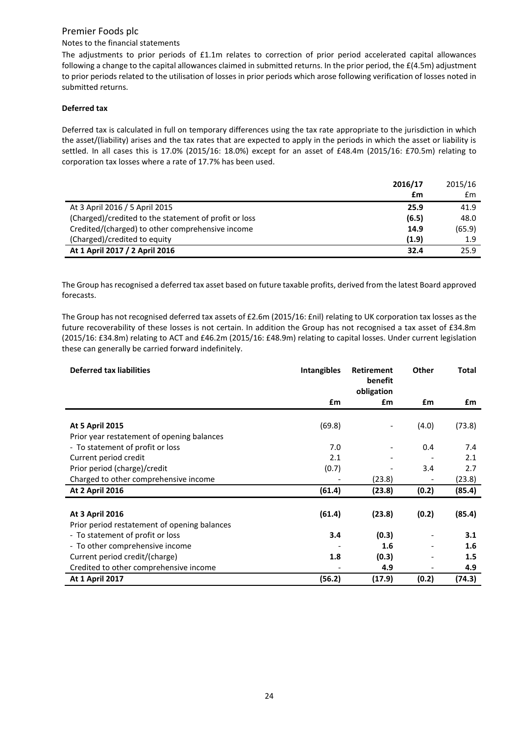Notes to the financial statements

The adjustments to prior periods of £1.1m relates to correction of prior period accelerated capital allowances following a change to the capital allowances claimed in submitted returns. In the prior period, the £(4.5m) adjustment to prior periods related to the utilisation of losses in prior periods which arose following verification of losses noted in submitted returns.

**Deferred tax**

Deferred tax is calculated in full on temporary differences using the tax rate appropriate to the jurisdiction in which the asset/(liability) arises and the tax rates that are expected to apply in the periods in which the asset or liability is settled. In all cases this is 17.0% (2015/16: 18.0%) except for an asset of £48.4m (2015/16: £70.5m) relating to corporation tax losses where a rate of 17.7% has been used.

| | **2016/17** | 2015/16 |
|---|---|---|
| | **£m** | £m |
| At 3 April 2016 / 5 April 2015 | **25.9** | 41.9 |
| (Charged)/credited to the statement of profit or loss | **(6.5)** | 48.0 |
| Credited/(charged) to other comprehensive income | **14.9** | (65.9) |
| (Charged)/credited to equity | **(1.9)** | 1.9 |
| **At 1 April 2017 / 2 April 2016** | **32.4** | 25.9 |

The Group has recognised a deferred tax asset based on future taxable profits, derived from the latest Board approved forecasts.

The Group has not recognised deferred tax assets of £2.6m (2015/16: £nil) relating to UK corporation tax losses as the future recoverability of these losses is not certain. In addition the Group has not recognised a tax asset of £34.8m (2015/16: £34.8m) relating to ACT and £46.2m (2015/16: £48.9m) relating to capital losses. Under current legislation these can generally be carried forward indefinitely.

| **Deferred tax liabilities** | **Intangibles** | **Retirement benefit obligation** | **Other** | **Total** |
|---|---|---|---|---|
| | **£m** | **£m** | **£m** | **£m** |
| **At 5 April 2015** | (69.8) | - | (4.0) | (73.8) |
| Prior year restatement of opening balances | | | | |
| - To statement of profit or loss | 7.0 | - | 0.4 | 7.4 |
| Current period credit | 2.1 | - | - | 2.1 |
| Prior period (charge)/credit | (0.7) | - | 3.4 | 2.7 |
| Charged to other comprehensive income | - | (23.8) | - | (23.8) |
| **At 2 April 2016** | **(61.4)** | **(23.8)** | **(0.2)** | **(85.4)** |
| **At 3 April 2016** | **(61.4)** | **(23.8)** | **(0.2)** | **(85.4)** |
| Prior period restatement of opening balances | | | | |
| - To statement of profit or loss | **3.4** | **(0.3)** | - | **3.1** |
| - To other comprehensive income | - | **1.6** | - | **1.6** |
| Current period credit/(charge) | **1.8** | **(0.3)** | - | **1.5** |
| Credited to other comprehensive income | - | **4.9** | - | **4.9** |
| **At 1 April 2017** | **(56.2)** | **(17.9)** | **(0.2)** | **(74.3)** |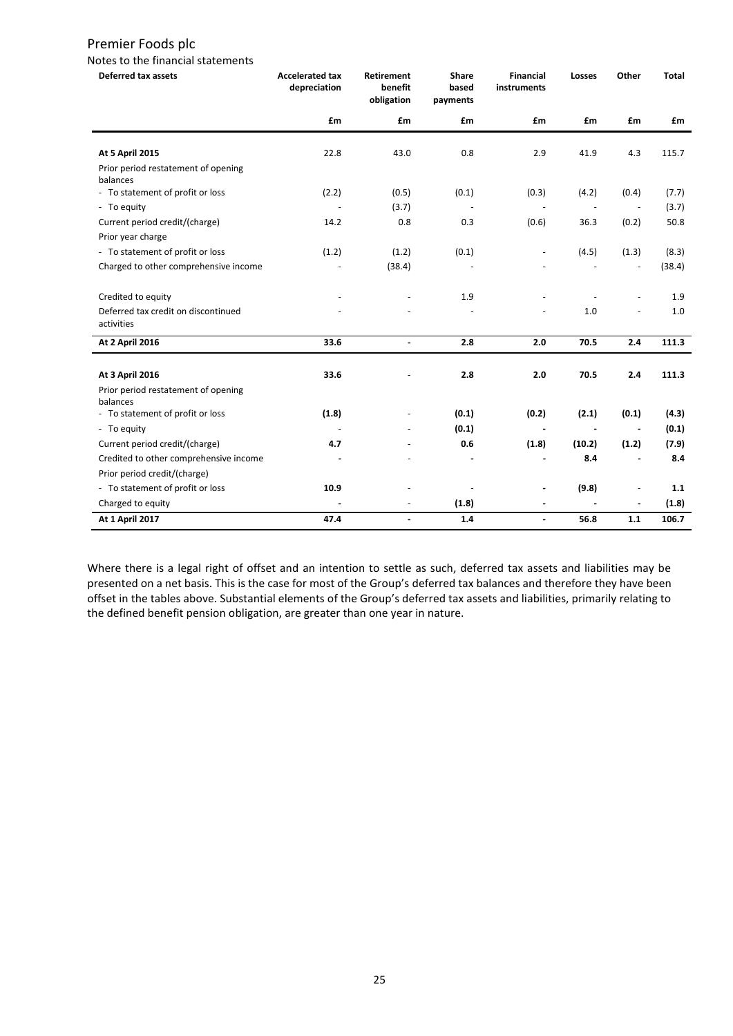# Premier Foods plc

Notes to the financial statements

| Deferred tax assets | Accelerated tax depreciation | Retirement benefit obligation | Share based payments | Financial instruments | Losses | Other | Total |
|---|---|---|---|---|---|---|---|
| | £m | £m | £m | £m | £m | £m | £m |
| **At 5 April 2015** | 22.8 | 43.0 | 0.8 | 2.9 | 41.9 | 4.3 | 115.7 |
| Prior period restatement of opening balances | | | | | | | |
| - To statement of profit or loss | (2.2) | (0.5) | (0.1) | (0.3) | (4.2) | (0.4) | (7.7) |
| - To equity | - | (3.7) | - | - | - | - | (3.7) |
| Current period credit/(charge) | 14.2 | 0.8 | 0.3 | (0.6) | 36.3 | (0.2) | 50.8 |
| Prior year charge | | | | | | | |
| - To statement of profit or loss | (1.2) | (1.2) | (0.1) | - | (4.5) | (1.3) | (8.3) |
| Charged to other comprehensive income | - | (38.4) | - | - | - | - | (38.4) |
| Credited to equity | - | - | 1.9 | - | - | - | 1.9 |
| Deferred tax credit on discontinued activities | - | - | - | - | 1.0 | - | 1.0 |
| **At 2 April 2016** | **33.6** | **-** | **2.8** | **2.0** | **70.5** | **2.4** | **111.3** |
| **At 3 April 2016** | **33.6** | - | **2.8** | **2.0** | **70.5** | **2.4** | **111.3** |
| Prior period restatement of opening balances | | | | | | | |
| - To statement of profit or loss | **(1.8)** | - | **(0.1)** | **(0.2)** | **(2.1)** | **(0.1)** | **(4.3)** |
| - To equity | - | - | **(0.1)** | **-** | **-** | **-** | **(0.1)** |
| Current period credit/(charge) | **4.7** | - | **0.6** | **(1.8)** | **(10.2)** | **(1.2)** | **(7.9)** |
| Credited to other comprehensive income | **-** | - | **-** | **-** | **8.4** | **-** | **8.4** |
| Prior period credit/(charge) | | | | | | | |
| - To statement of profit or loss | **10.9** | - | - | **-** | **(9.8)** | - | **1.1** |
| Charged to equity | **-** | - | **(1.8)** | **-** | **-** | **-** | **(1.8)** |
| **At 1 April 2017** | **47.4** | **-** | **1.4** | **-** | **56.8** | **1.1** | **106.7** |

Where there is a legal right of offset and an intention to settle as such, deferred tax assets and liabilities may be presented on a net basis. This is the case for most of the Group's deferred tax balances and therefore they have been offset in the tables above. Substantial elements of the Group's deferred tax assets and liabilities, primarily relating to the defined benefit pension obligation, are greater than one year in nature.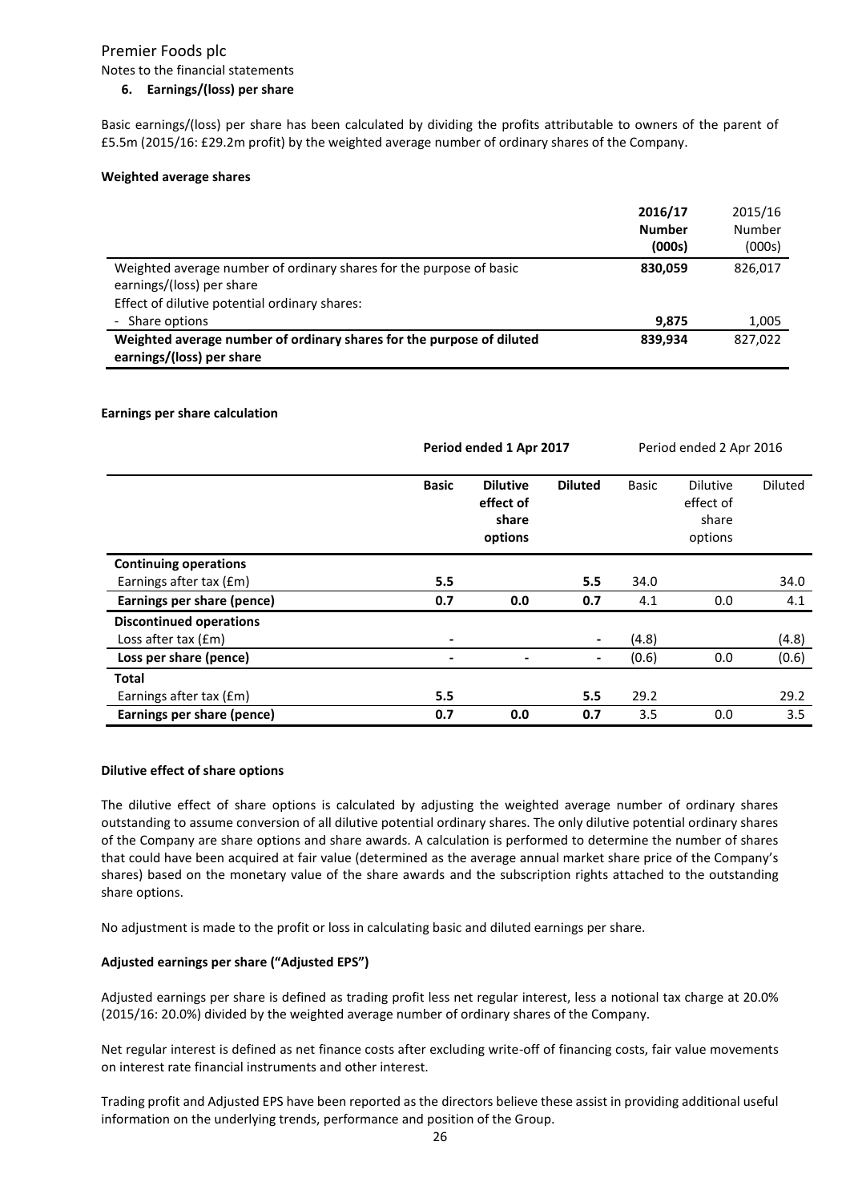Premier Foods plc

Notes to the financial statements

### 6. Earnings/(loss) per share

Basic earnings/(loss) per share has been calculated by dividing the profits attributable to owners of the parent of £5.5m (2015/16: £29.2m profit) by the weighted average number of ordinary shares of the Company.

**Weighted average shares**

| | **2016/17 Number (000s)** | 2015/16 Number (000s) |
|---|---|---|
| Weighted average number of ordinary shares for the purpose of basic earnings/(loss) per share | **830,059** | 826,017 |
| Effect of dilutive potential ordinary shares: | | |
| - Share options | **9,875** | 1,005 |
| **Weighted average number of ordinary shares for the purpose of diluted earnings/(loss) per share** | **839,934** | 827,022 |

**Earnings per share calculation**

| | **Period ended 1 Apr 2017** | | | Period ended 2 Apr 2016 | | |
|---|---|---|---|---|---|---|
| | **Basic** | **Dilutive effect of share options** | **Diluted** | Basic | Dilutive effect of share options | Diluted |
| **Continuing operations** | | | | | | |
| Earnings after tax (£m) | **5.5** | | **5.5** | 34.0 | | 34.0 |
| **Earnings per share (pence)** | **0.7** | **0.0** | **0.7** | 4.1 | 0.0 | 4.1 |
| **Discontinued operations** | | | | | | |
| Loss after tax (£m) | **-** | | **-** | (4.8) | | (4.8) |
| **Loss per share (pence)** | **-** | **-** | **-** | (0.6) | 0.0 | (0.6) |
| **Total** | | | | | | |
| Earnings after tax (£m) | **5.5** | | **5.5** | 29.2 | | 29.2 |
| **Earnings per share (pence)** | **0.7** | **0.0** | **0.7** | 3.5 | 0.0 | 3.5 |

**Dilutive effect of share options**

The dilutive effect of share options is calculated by adjusting the weighted average number of ordinary shares outstanding to assume conversion of all dilutive potential ordinary shares. The only dilutive potential ordinary shares of the Company are share options and share awards. A calculation is performed to determine the number of shares that could have been acquired at fair value (determined as the average annual market share price of the Company's shares) based on the monetary value of the share awards and the subscription rights attached to the outstanding share options.

No adjustment is made to the profit or loss in calculating basic and diluted earnings per share.

**Adjusted earnings per share ("Adjusted EPS")**

Adjusted earnings per share is defined as trading profit less net regular interest, less a notional tax charge at 20.0% (2015/16: 20.0%) divided by the weighted average number of ordinary shares of the Company.

Net regular interest is defined as net finance costs after excluding write-off of financing costs, fair value movements on interest rate financial instruments and other interest.

Trading profit and Adjusted EPS have been reported as the directors believe these assist in providing additional useful information on the underlying trends, performance and position of the Group.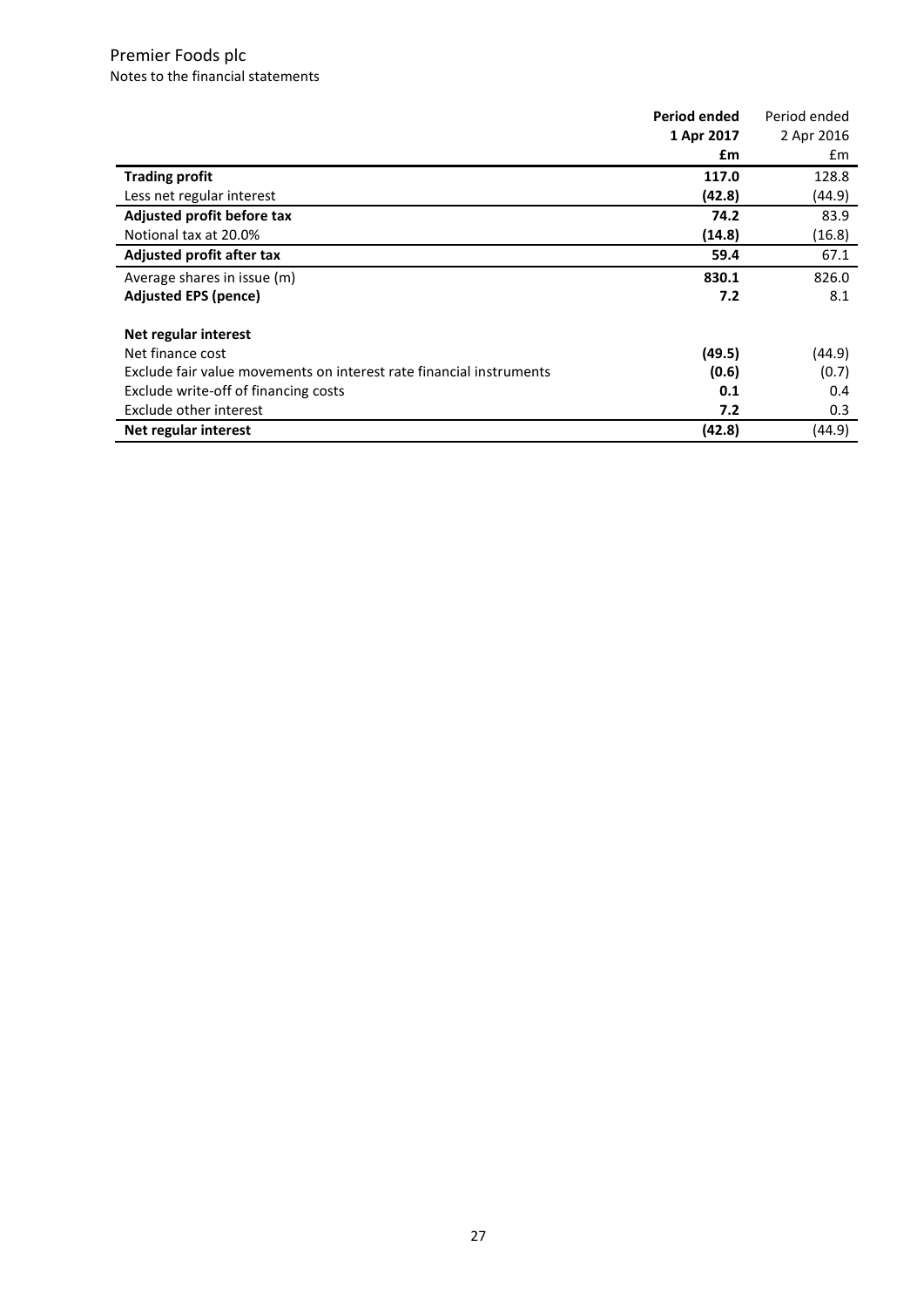Premier Foods plc
Notes to the financial statements

| | **Period ended 1 Apr 2017 £m** | Period ended 2 Apr 2016 £m |
|---|---|---|
| **Trading profit** | **117.0** | 128.8 |
| Less net regular interest | **(42.8)** | (44.9) |
| **Adjusted profit before tax** | **74.2** | 83.9 |
| Notional tax at 20.0% | **(14.8)** | (16.8) |
| **Adjusted profit after tax** | **59.4** | 67.1 |
| Average shares in issue (m) | **830.1** | 826.0 |
| **Adjusted EPS (pence)** | **7.2** | 8.1 |
| | | |
| **Net regular interest** | | |
| Net finance cost | **(49.5)** | (44.9) |
| Exclude fair value movements on interest rate financial instruments | **(0.6)** | (0.7) |
| Exclude write-off of financing costs | **0.1** | 0.4 |
| Exclude other interest | **7.2** | 0.3 |
| **Net regular interest** | **(42.8)** | (44.9) |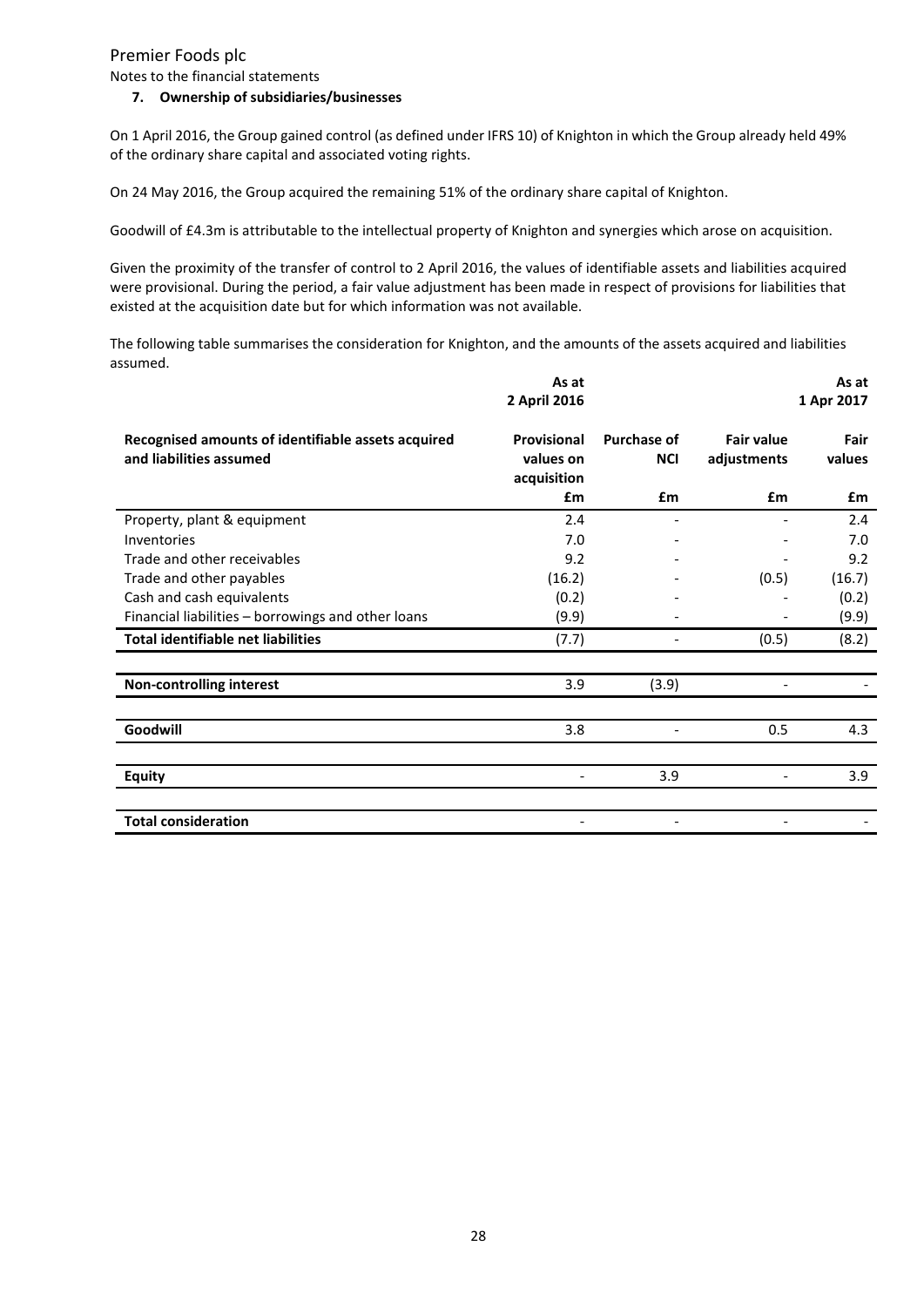Premier Foods plc

Notes to the financial statements

### 7. Ownership of subsidiaries/businesses

On 1 April 2016, the Group gained control (as defined under IFRS 10) of Knighton in which the Group already held 49% of the ordinary share capital and associated voting rights.

On 24 May 2016, the Group acquired the remaining 51% of the ordinary share capital of Knighton.

Goodwill of £4.3m is attributable to the intellectual property of Knighton and synergies which arose on acquisition.

Given the proximity of the transfer of control to 2 April 2016, the values of identifiable assets and liabilities acquired were provisional. During the period, a fair value adjustment has been made in respect of provisions for liabilities that existed at the acquisition date but for which information was not available.

The following table summarises the consideration for Knighton, and the amounts of the assets acquired and liabilities assumed.

| | As at 2 April 2016 | | | As at 1 Apr 2017 |
|---|---|---|---|---|
| **Recognised amounts of identifiable assets acquired and liabilities assumed** | **Provisional values on acquisition** | **Purchase of NCI** | **Fair value adjustments** | **Fair values** |
| | **£m** | **£m** | **£m** | **£m** |
| Property, plant & equipment | 2.4 | - | - | 2.4 |
| Inventories | 7.0 | - | - | 7.0 |
| Trade and other receivables | 9.2 | - | - | 9.2 |
| Trade and other payables | (16.2) | - | (0.5) | (16.7) |
| Cash and cash equivalents | (0.2) | - | - | (0.2) |
| Financial liabilities – borrowings and other loans | (9.9) | - | - | (9.9) |
| **Total identifiable net liabilities** | (7.7) | - | (0.5) | (8.2) |
| **Non-controlling interest** | 3.9 | (3.9) | - | - |
| **Goodwill** | 3.8 | - | 0.5 | 4.3 |
| **Equity** | - | 3.9 | - | 3.9 |
| **Total consideration** | - | - | - | - |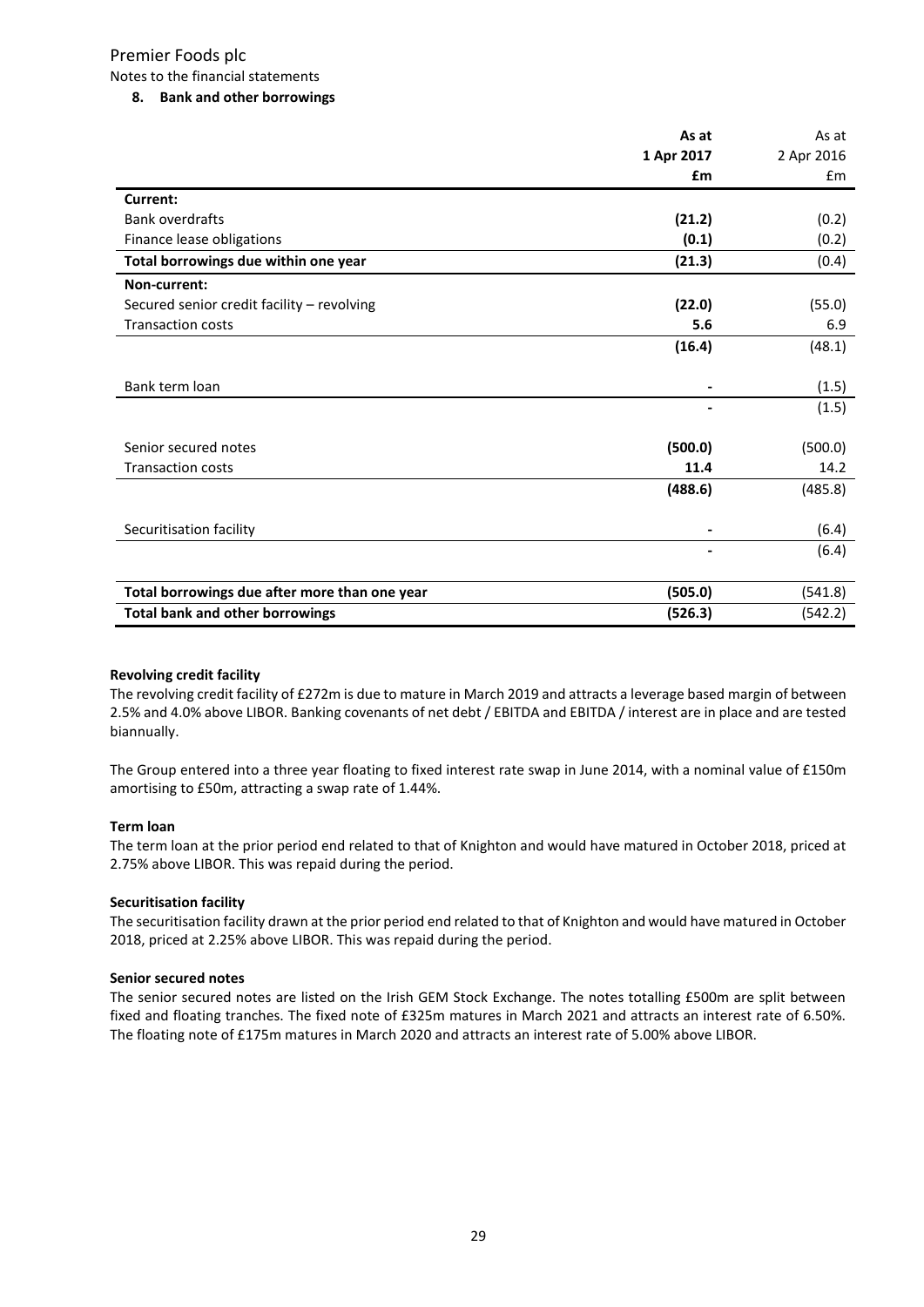Premier Foods plc

Notes to the financial statements

### 8. Bank and other borrowings

| | **As at 1 Apr 2017 £m** | As at 2 Apr 2016 £m |
|---|---|---|
| **Current:** | | |
| Bank overdrafts | **(21.2)** | (0.2) |
| Finance lease obligations | **(0.1)** | (0.2) |
| **Total borrowings due within one year** | **(21.3)** | (0.4) |
| **Non-current:** | | |
| Secured senior credit facility – revolving | **(22.0)** | (55.0) |
| Transaction costs | **5.6** | 6.9 |
| | **(16.4)** | (48.1) |
| Bank term loan | **-** | (1.5) |
| | **-** | (1.5) |
| Senior secured notes | **(500.0)** | (500.0) |
| Transaction costs | **11.4** | 14.2 |
| | **(488.6)** | (485.8) |
| Securitisation facility | **-** | (6.4) |
| | **-** | (6.4) |
| **Total borrowings due after more than one year** | **(505.0)** | (541.8) |
| **Total bank and other borrowings** | **(526.3)** | (542.2) |

**Revolving credit facility**

The revolving credit facility of £272m is due to mature in March 2019 and attracts a leverage based margin of between 2.5% and 4.0% above LIBOR. Banking covenants of net debt / EBITDA and EBITDA / interest are in place and are tested biannually.

The Group entered into a three year floating to fixed interest rate swap in June 2014, with a nominal value of £150m amortising to £50m, attracting a swap rate of 1.44%.

**Term loan**

The term loan at the prior period end related to that of Knighton and would have matured in October 2018, priced at 2.75% above LIBOR. This was repaid during the period.

**Securitisation facility**

The securitisation facility drawn at the prior period end related to that of Knighton and would have matured in October 2018, priced at 2.25% above LIBOR. This was repaid during the period.

**Senior secured notes**

The senior secured notes are listed on the Irish GEM Stock Exchange. The notes totalling £500m are split between fixed and floating tranches. The fixed note of £325m matures in March 2021 and attracts an interest rate of 6.50%. The floating note of £175m matures in March 2020 and attracts an interest rate of 5.00% above LIBOR.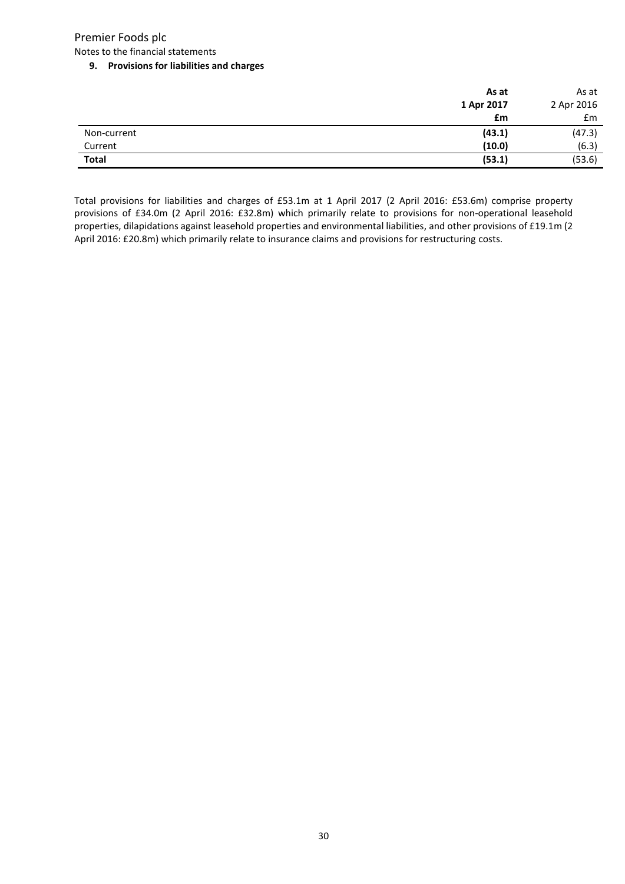Premier Foods plc

Notes to the financial statements

### 9. Provisions for liabilities and charges

| | **As at 1 Apr 2017 £m** | As at 2 Apr 2016 £m |
|---|---|---|
| Non-current | **(43.1)** | (47.3) |
| Current | **(10.0)** | (6.3) |
| **Total** | **(53.1)** | (53.6) |

Total provisions for liabilities and charges of £53.1m at 1 April 2017 (2 April 2016: £53.6m) comprise property provisions of £34.0m (2 April 2016: £32.8m) which primarily relate to provisions for non-operational leasehold properties, dilapidations against leasehold properties and environmental liabilities, and other provisions of £19.1m (2 April 2016: £20.8m) which primarily relate to insurance claims and provisions for restructuring costs.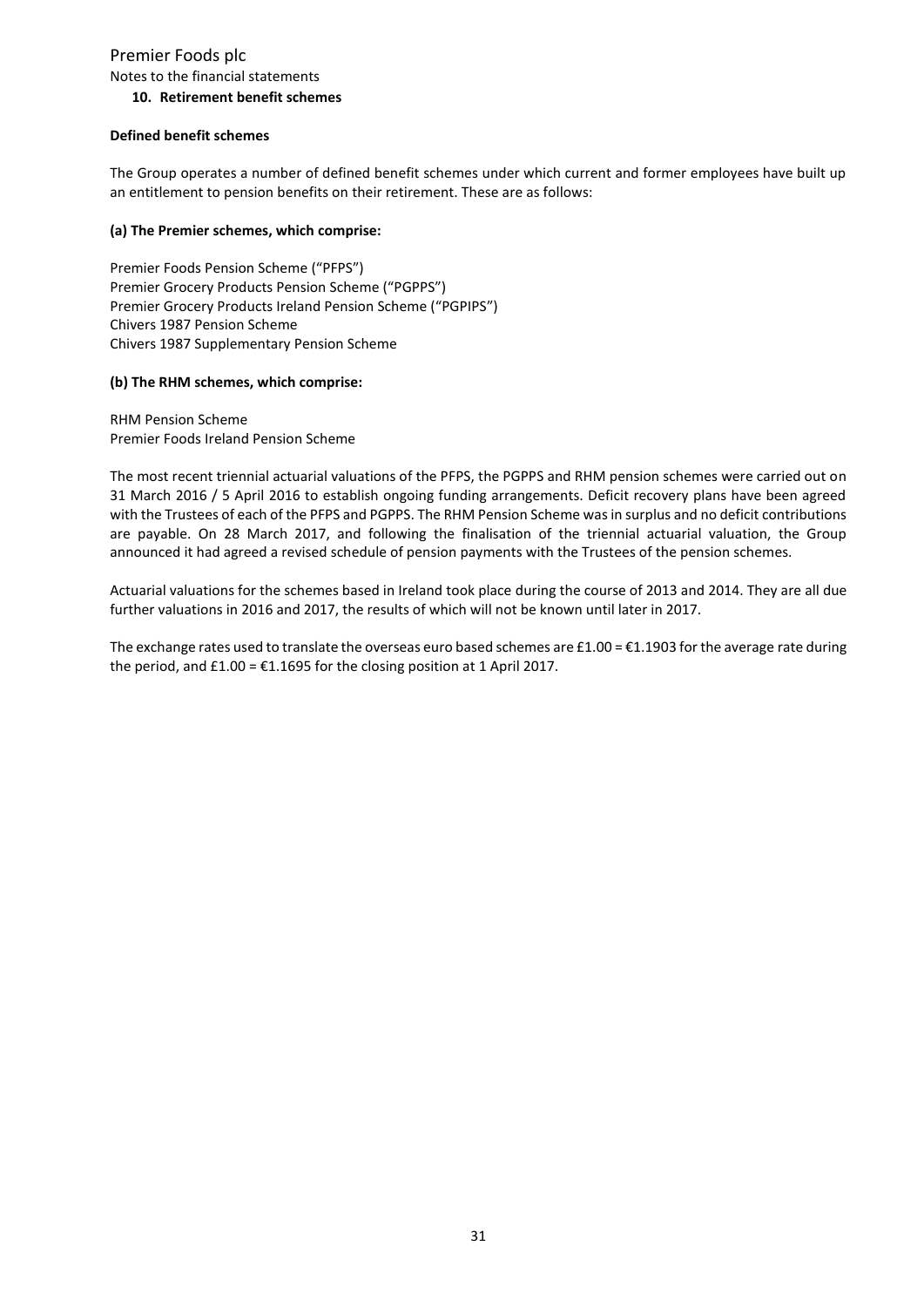Premier Foods plc

Notes to the financial statements

## 10. Retirement benefit schemes

**Defined benefit schemes**

The Group operates a number of defined benefit schemes under which current and former employees have built up an entitlement to pension benefits on their retirement. These are as follows:

**(a) The Premier schemes, which comprise:**

Premier Foods Pension Scheme ("PFPS")
Premier Grocery Products Pension Scheme ("PGPPS")
Premier Grocery Products Ireland Pension Scheme ("PGPIPS")
Chivers 1987 Pension Scheme
Chivers 1987 Supplementary Pension Scheme

**(b) The RHM schemes, which comprise:**

RHM Pension Scheme
Premier Foods Ireland Pension Scheme

The most recent triennial actuarial valuations of the PFPS, the PGPPS and RHM pension schemes were carried out on 31 March 2016 / 5 April 2016 to establish ongoing funding arrangements. Deficit recovery plans have been agreed with the Trustees of each of the PFPS and PGPPS. The RHM Pension Scheme was in surplus and no deficit contributions are payable. On 28 March 2017, and following the finalisation of the triennial actuarial valuation, the Group announced it had agreed a revised schedule of pension payments with the Trustees of the pension schemes.

Actuarial valuations for the schemes based in Ireland took place during the course of 2013 and 2014. They are all due further valuations in 2016 and 2017, the results of which will not be known until later in 2017.

The exchange rates used to translate the overseas euro based schemes are £1.00 = €1.1903 for the average rate during the period, and £1.00 = €1.1695 for the closing position at 1 April 2017.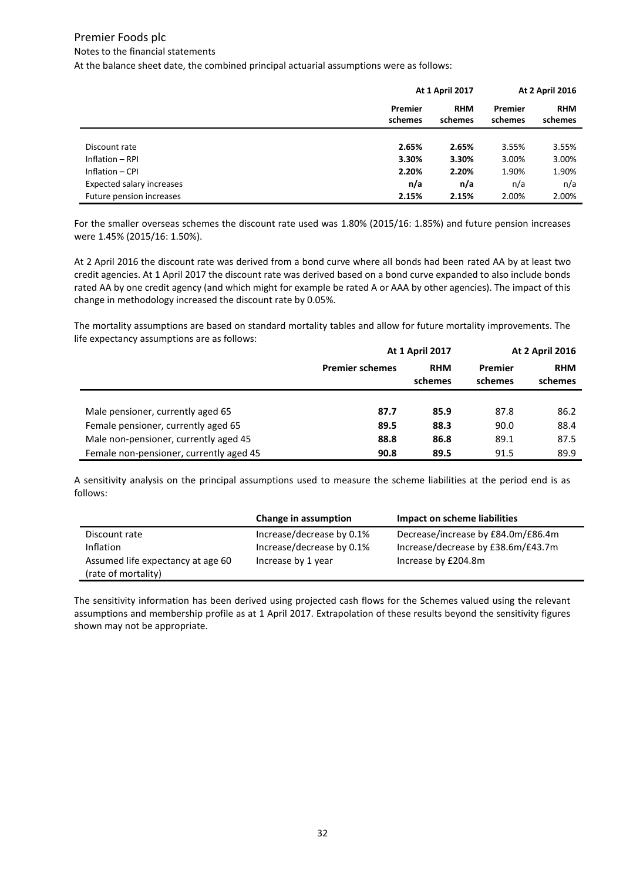Premier Foods plc

Notes to the financial statements

At the balance sheet date, the combined principal actuarial assumptions were as follows:

| | At 1 April 2017 | | At 2 April 2016 | |
|---|---|---|---|---|
| | Premier schemes | RHM schemes | Premier schemes | RHM schemes |
| Discount rate | **2.65%** | **2.65%** | 3.55% | 3.55% |
| Inflation – RPI | **3.30%** | **3.30%** | 3.00% | 3.00% |
| Inflation – CPI | **2.20%** | **2.20%** | 1.90% | 1.90% |
| Expected salary increases | **n/a** | **n/a** | n/a | n/a |
| Future pension increases | **2.15%** | **2.15%** | 2.00% | 2.00% |

For the smaller overseas schemes the discount rate used was 1.80% (2015/16: 1.85%) and future pension increases were 1.45% (2015/16: 1.50%).

At 2 April 2016 the discount rate was derived from a bond curve where all bonds had been rated AA by at least two credit agencies. At 1 April 2017 the discount rate was derived based on a bond curve expanded to also include bonds rated AA by one credit agency (and which might for example be rated A or AAA by other agencies). The impact of this change in methodology increased the discount rate by 0.05%.

The mortality assumptions are based on standard mortality tables and allow for future mortality improvements. The life expectancy assumptions are as follows:

| | At 1 April 2017 | | At 2 April 2016 | |
|---|---|---|---|---|
| | Premier schemes | RHM schemes | Premier schemes | RHM schemes |
| Male pensioner, currently aged 65 | **87.7** | **85.9** | 87.8 | 86.2 |
| Female pensioner, currently aged 65 | **89.5** | **88.3** | 90.0 | 88.4 |
| Male non-pensioner, currently aged 45 | **88.8** | **86.8** | 89.1 | 87.5 |
| Female non-pensioner, currently aged 45 | **90.8** | **89.5** | 91.5 | 89.9 |

A sensitivity analysis on the principal assumptions used to measure the scheme liabilities at the period end is as follows:

| | Change in assumption | Impact on scheme liabilities |
|---|---|---|
| Discount rate | Increase/decrease by 0.1% | Decrease/increase by £84.0m/£86.4m |
| Inflation | Increase/decrease by 0.1% | Increase/decrease by £38.6m/£43.7m |
| Assumed life expectancy at age 60 (rate of mortality) | Increase by 1 year | Increase by £204.8m |

The sensitivity information has been derived using projected cash flows for the Schemes valued using the relevant assumptions and membership profile as at 1 April 2017. Extrapolation of these results beyond the sensitivity figures shown may not be appropriate.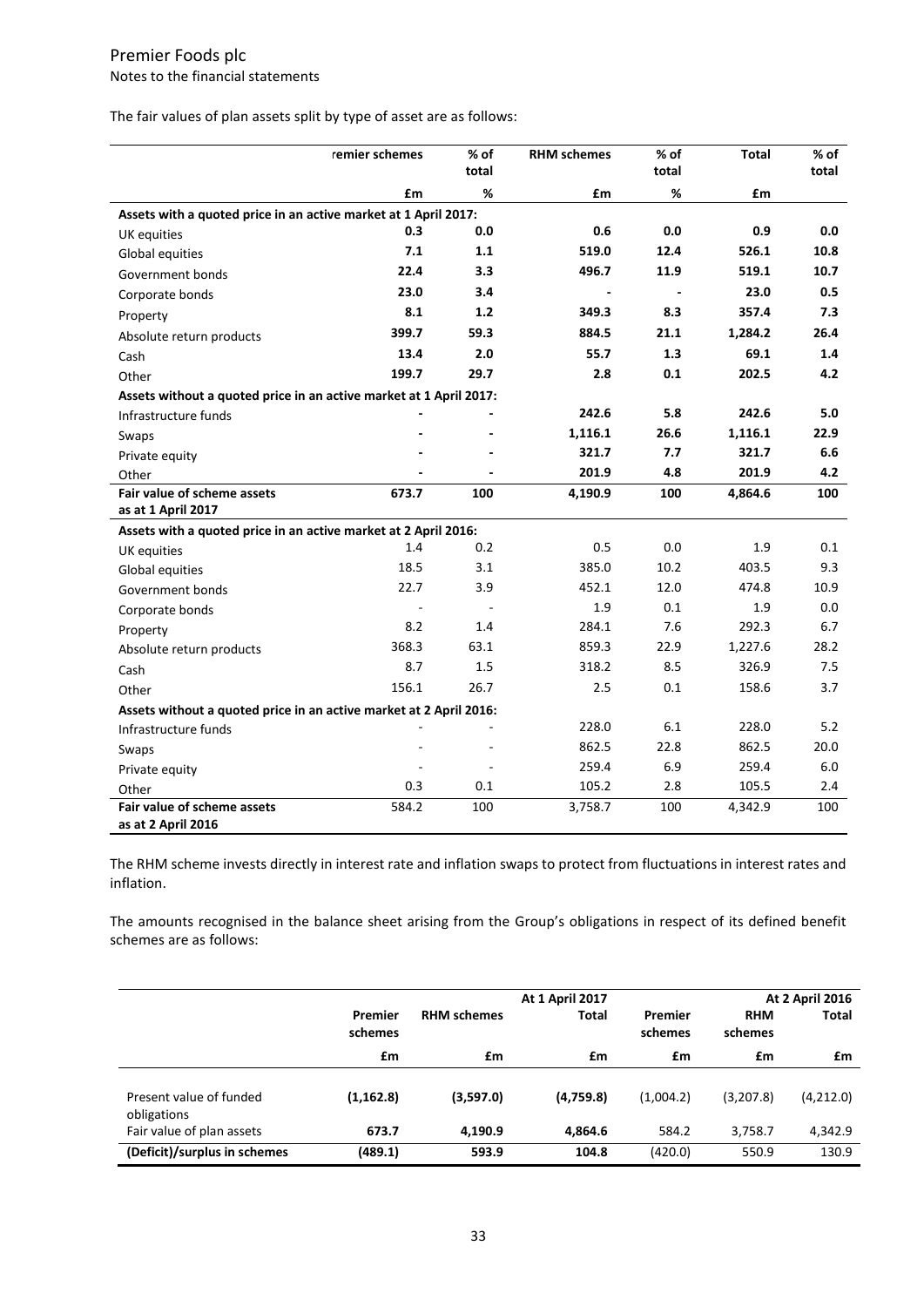The fair values of plan assets split by type of asset are as follows:

| | remier schemes | % of total | RHM schemes | % of total | Total | % of total |
|---|---|---|---|---|---|---|
| | £m | % | £m | % | £m | |
| **Assets with a quoted price in an active market at 1 April 2017:** | | | | | | |
| UK equities | **0.3** | **0.0** | **0.6** | **0.0** | **0.9** | **0.0** |
| Global equities | **7.1** | **1.1** | **519.0** | **12.4** | **526.1** | **10.8** |
| Government bonds | **22.4** | **3.3** | **496.7** | **11.9** | **519.1** | **10.7** |
| Corporate bonds | **23.0** | **3.4** | **-** | **-** | **23.0** | **0.5** |
| Property | **8.1** | **1.2** | **349.3** | **8.3** | **357.4** | **7.3** |
| Absolute return products | **399.7** | **59.3** | **884.5** | **21.1** | **1,284.2** | **26.4** |
| Cash | **13.4** | **2.0** | **55.7** | **1.3** | **69.1** | **1.4** |
| Other | **199.7** | **29.7** | **2.8** | **0.1** | **202.5** | **4.2** |
| **Assets without a quoted price in an active market at 1 April 2017:** | | | | | | |
| Infrastructure funds | **-** | **-** | **242.6** | **5.8** | **242.6** | **5.0** |
| Swaps | **-** | **-** | **1,116.1** | **26.6** | **1,116.1** | **22.9** |
| Private equity | **-** | **-** | **321.7** | **7.7** | **321.7** | **6.6** |
| Other | **-** | **-** | **201.9** | **4.8** | **201.9** | **4.2** |
| **Fair value of scheme assets as at 1 April 2017** | **673.7** | **100** | **4,190.9** | **100** | **4,864.6** | **100** |
| **Assets with a quoted price in an active market at 2 April 2016:** | | | | | | |
| UK equities | 1.4 | 0.2 | 0.5 | 0.0 | 1.9 | 0.1 |
| Global equities | 18.5 | 3.1 | 385.0 | 10.2 | 403.5 | 9.3 |
| Government bonds | 22.7 | 3.9 | 452.1 | 12.0 | 474.8 | 10.9 |
| Corporate bonds | - | - | 1.9 | 0.1 | 1.9 | 0.0 |
| Property | 8.2 | 1.4 | 284.1 | 7.6 | 292.3 | 6.7 |
| Absolute return products | 368.3 | 63.1 | 859.3 | 22.9 | 1,227.6 | 28.2 |
| Cash | 8.7 | 1.5 | 318.2 | 8.5 | 326.9 | 7.5 |
| Other | 156.1 | 26.7 | 2.5 | 0.1 | 158.6 | 3.7 |
| **Assets without a quoted price in an active market at 2 April 2016:** | | | | | | |
| Infrastructure funds | - | - | 228.0 | 6.1 | 228.0 | 5.2 |
| Swaps | - | - | 862.5 | 22.8 | 862.5 | 20.0 |
| Private equity | - | - | 259.4 | 6.9 | 259.4 | 6.0 |
| Other | 0.3 | 0.1 | 105.2 | 2.8 | 105.5 | 2.4 |
| **Fair value of scheme assets as at 2 April 2016** | 584.2 | 100 | 3,758.7 | 100 | 4,342.9 | 100 |

The RHM scheme invests directly in interest rate and inflation swaps to protect from fluctuations in interest rates and inflation.

The amounts recognised in the balance sheet arising from the Group's obligations in respect of its defined benefit schemes are as follows:

| | | | At 1 April 2017 | | | At 2 April 2016 |
|---|---|---|---|---|---|---|
| | Premier schemes | RHM schemes | Total | Premier schemes | RHM schemes | Total |
| | £m | £m | £m | £m | £m | £m |
| Present value of funded obligations | **(1,162.8)** | **(3,597.0)** | **(4,759.8)** | (1,004.2) | (3,207.8) | (4,212.0) |
| Fair value of plan assets | **673.7** | **4,190.9** | **4,864.6** | 584.2 | 3,758.7 | 4,342.9 |
| **(Deficit)/surplus in schemes** | **(489.1)** | **593.9** | **104.8** | (420.0) | 550.9 | 130.9 |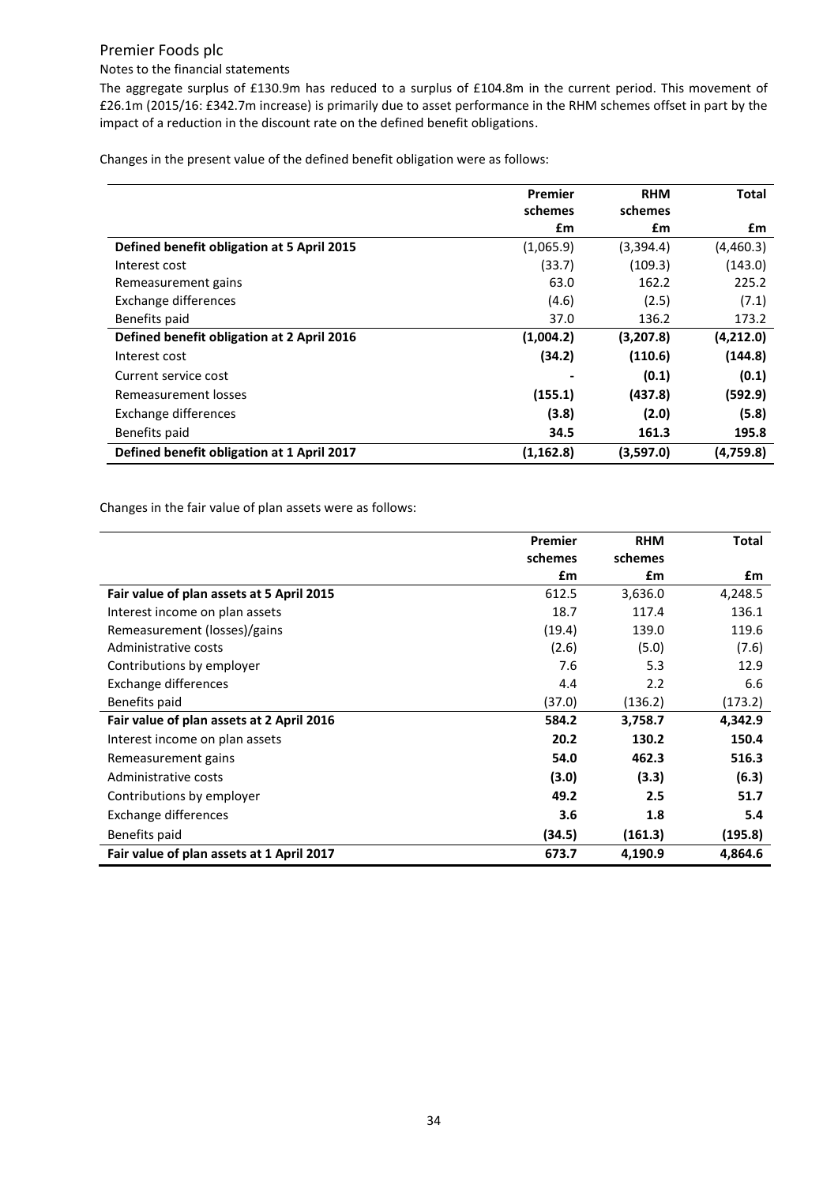Premier Foods plc

Notes to the financial statements

The aggregate surplus of £130.9m has reduced to a surplus of £104.8m in the current period. This movement of £26.1m (2015/16: £342.7m increase) is primarily due to asset performance in the RHM schemes offset in part by the impact of a reduction in the discount rate on the defined benefit obligations.

Changes in the present value of the defined benefit obligation were as follows:

| | Premier schemes | RHM schemes | Total |
|---|---|---|---|
| | £m | £m | £m |
| **Defined benefit obligation at 5 April 2015** | (1,065.9) | (3,394.4) | (4,460.3) |
| Interest cost | (33.7) | (109.3) | (143.0) |
| Remeasurement gains | 63.0 | 162.2 | 225.2 |
| Exchange differences | (4.6) | (2.5) | (7.1) |
| Benefits paid | 37.0 | 136.2 | 173.2 |
| **Defined benefit obligation at 2 April 2016** | **(1,004.2)** | **(3,207.8)** | **(4,212.0)** |
| Interest cost | **(34.2)** | **(110.6)** | **(144.8)** |
| Current service cost | **-** | **(0.1)** | **(0.1)** |
| Remeasurement losses | **(155.1)** | **(437.8)** | **(592.9)** |
| Exchange differences | **(3.8)** | **(2.0)** | **(5.8)** |
| Benefits paid | **34.5** | **161.3** | **195.8** |
| **Defined benefit obligation at 1 April 2017** | **(1,162.8)** | **(3,597.0)** | **(4,759.8)** |

Changes in the fair value of plan assets were as follows:

| | Premier schemes | RHM schemes | Total |
|---|---|---|---|
| | £m | £m | £m |
| **Fair value of plan assets at 5 April 2015** | 612.5 | 3,636.0 | 4,248.5 |
| Interest income on plan assets | 18.7 | 117.4 | 136.1 |
| Remeasurement (losses)/gains | (19.4) | 139.0 | 119.6 |
| Administrative costs | (2.6) | (5.0) | (7.6) |
| Contributions by employer | 7.6 | 5.3 | 12.9 |
| Exchange differences | 4.4 | 2.2 | 6.6 |
| Benefits paid | (37.0) | (136.2) | (173.2) |
| **Fair value of plan assets at 2 April 2016** | **584.2** | **3,758.7** | **4,342.9** |
| Interest income on plan assets | **20.2** | **130.2** | **150.4** |
| Remeasurement gains | **54.0** | **462.3** | **516.3** |
| Administrative costs | **(3.0)** | **(3.3)** | **(6.3)** |
| Contributions by employer | **49.2** | **2.5** | **51.7** |
| Exchange differences | **3.6** | **1.8** | **5.4** |
| Benefits paid | **(34.5)** | **(161.3)** | **(195.8)** |
| **Fair value of plan assets at 1 April 2017** | **673.7** | **4,190.9** | **4,864.6** |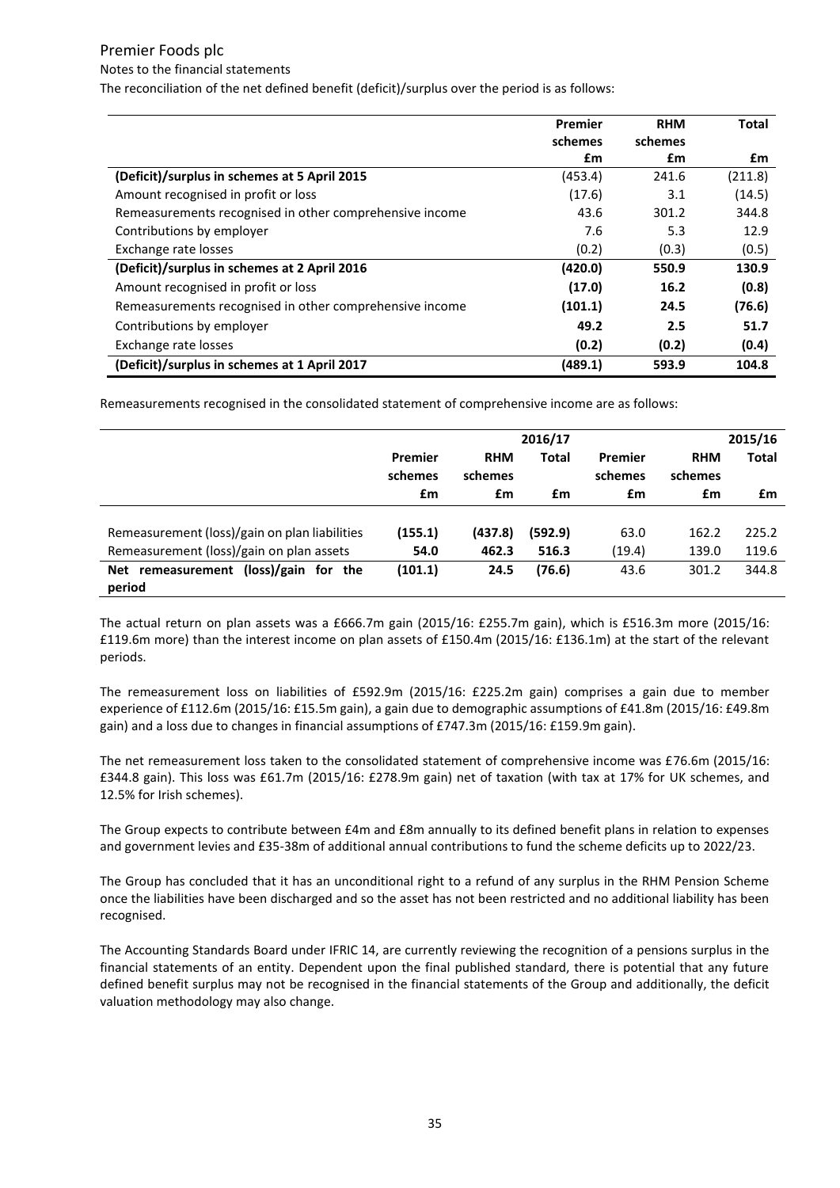Premier Foods plc

Notes to the financial statements

The reconciliation of the net defined benefit (deficit)/surplus over the period is as follows:

| | Premier schemes | RHM schemes | Total |
|---|---|---|---|
| | £m | £m | £m |
| **(Deficit)/surplus in schemes at 5 April 2015** | (453.4) | 241.6 | (211.8) |
| Amount recognised in profit or loss | (17.6) | 3.1 | (14.5) |
| Remeasurements recognised in other comprehensive income | 43.6 | 301.2 | 344.8 |
| Contributions by employer | 7.6 | 5.3 | 12.9 |
| Exchange rate losses | (0.2) | (0.3) | (0.5) |
| **(Deficit)/surplus in schemes at 2 April 2016** | **(420.0)** | **550.9** | **130.9** |
| Amount recognised in profit or loss | **(17.0)** | **16.2** | **(0.8)** |
| Remeasurements recognised in other comprehensive income | **(101.1)** | **24.5** | **(76.6)** |
| Contributions by employer | **49.2** | **2.5** | **51.7** |
| Exchange rate losses | **(0.2)** | **(0.2)** | **(0.4)** |
| **(Deficit)/surplus in schemes at 1 April 2017** | **(489.1)** | **593.9** | **104.8** |

Remeasurements recognised in the consolidated statement of comprehensive income are as follows:

| | 2016/17 | | | 2015/16 | | |
|---|---|---|---|---|---|---|
| | Premier schemes | RHM schemes | Total | Premier schemes | RHM schemes | Total |
| | £m | £m | £m | £m | £m | £m |
| Remeasurement (loss)/gain on plan liabilities | **(155.1)** | **(437.8)** | **(592.9)** | 63.0 | 162.2 | 225.2 |
| Remeasurement (loss)/gain on plan assets | **54.0** | **462.3** | **516.3** | (19.4) | 139.0 | 119.6 |
| **Net remeasurement (loss)/gain for the period** | **(101.1)** | **24.5** | **(76.6)** | 43.6 | 301.2 | 344.8 |

The actual return on plan assets was a £666.7m gain (2015/16: £255.7m gain), which is £516.3m more (2015/16: £119.6m more) than the interest income on plan assets of £150.4m (2015/16: £136.1m) at the start of the relevant periods.

The remeasurement loss on liabilities of £592.9m (2015/16: £225.2m gain) comprises a gain due to member experience of £112.6m (2015/16: £15.5m gain), a gain due to demographic assumptions of £41.8m (2015/16: £49.8m gain) and a loss due to changes in financial assumptions of £747.3m (2015/16: £159.9m gain).

The net remeasurement loss taken to the consolidated statement of comprehensive income was £76.6m (2015/16: £344.8 gain). This loss was £61.7m (2015/16: £278.9m gain) net of taxation (with tax at 17% for UK schemes, and 12.5% for Irish schemes).

The Group expects to contribute between £4m and £8m annually to its defined benefit plans in relation to expenses and government levies and £35-38m of additional annual contributions to fund the scheme deficits up to 2022/23.

The Group has concluded that it has an unconditional right to a refund of any surplus in the RHM Pension Scheme once the liabilities have been discharged and so the asset has not been restricted and no additional liability has been recognised.

The Accounting Standards Board under IFRIC 14, are currently reviewing the recognition of a pensions surplus in the financial statements of an entity. Dependent upon the final published standard, there is potential that any future defined benefit surplus may not be recognised in the financial statements of the Group and additionally, the deficit valuation methodology may also change.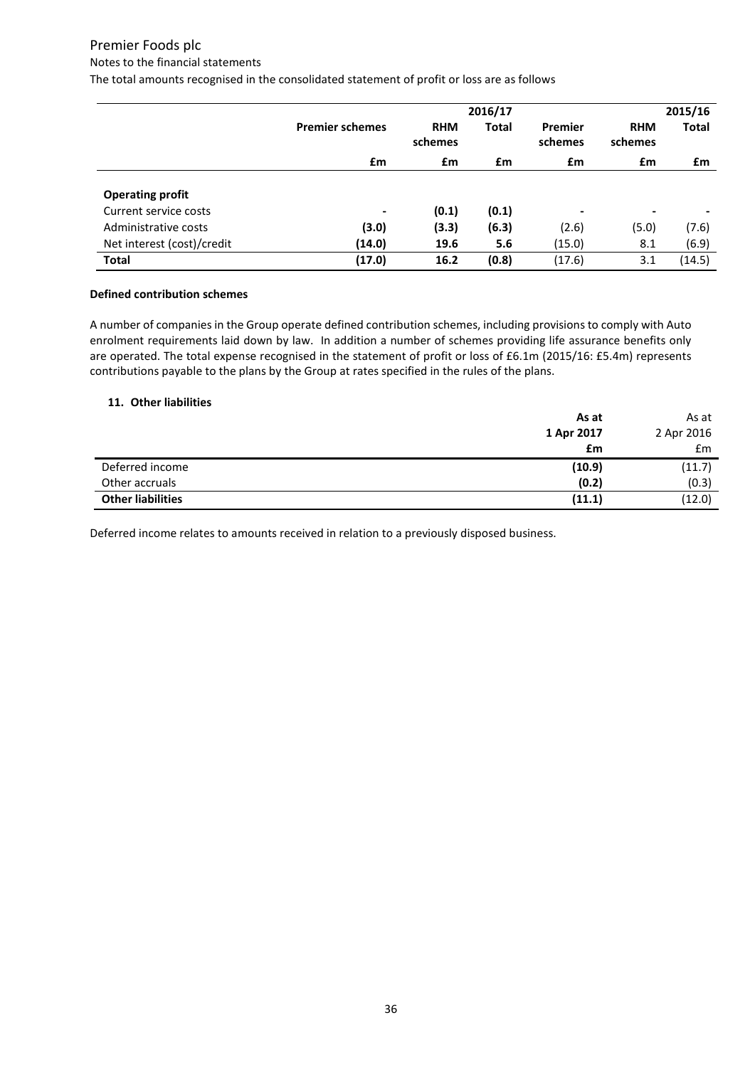# Premier Foods plc

Notes to the financial statements

The total amounts recognised in the consolidated statement of profit or loss are as follows

| | | | 2016/17 | | | 2015/16 |
|---|---|---|---|---|---|---|
| | **Premier schemes** | **RHM schemes** | **Total** | **Premier schemes** | **RHM schemes** | **Total** |
| | **£m** | **£m** | **£m** | **£m** | **£m** | **£m** |
| **Operating profit** | | | | | | |
| Current service costs | **-** | **(0.1)** | **(0.1)** | - | - | - |
| Administrative costs | **(3.0)** | **(3.3)** | **(6.3)** | (2.6) | (5.0) | (7.6) |
| Net interest (cost)/credit | **(14.0)** | **19.6** | **5.6** | (15.0) | 8.1 | (6.9) |
| **Total** | **(17.0)** | **16.2** | **(0.8)** | (17.6) | 3.1 | (14.5) |

**Defined contribution schemes**

A number of companies in the Group operate defined contribution schemes, including provisions to comply with Auto enrolment requirements laid down by law. In addition a number of schemes providing life assurance benefits only are operated. The total expense recognised in the statement of profit or loss of £6.1m (2015/16: £5.4m) represents contributions payable to the plans by the Group at rates specified in the rules of the plans.

## 11. Other liabilities

| | **As at 1 Apr 2017** | As at 2 Apr 2016 |
|---|---|---|
| | **£m** | £m |
| Deferred income | **(10.9)** | (11.7) |
| Other accruals | **(0.2)** | (0.3) |
| **Other liabilities** | **(11.1)** | (12.0) |

Deferred income relates to amounts received in relation to a previously disposed business.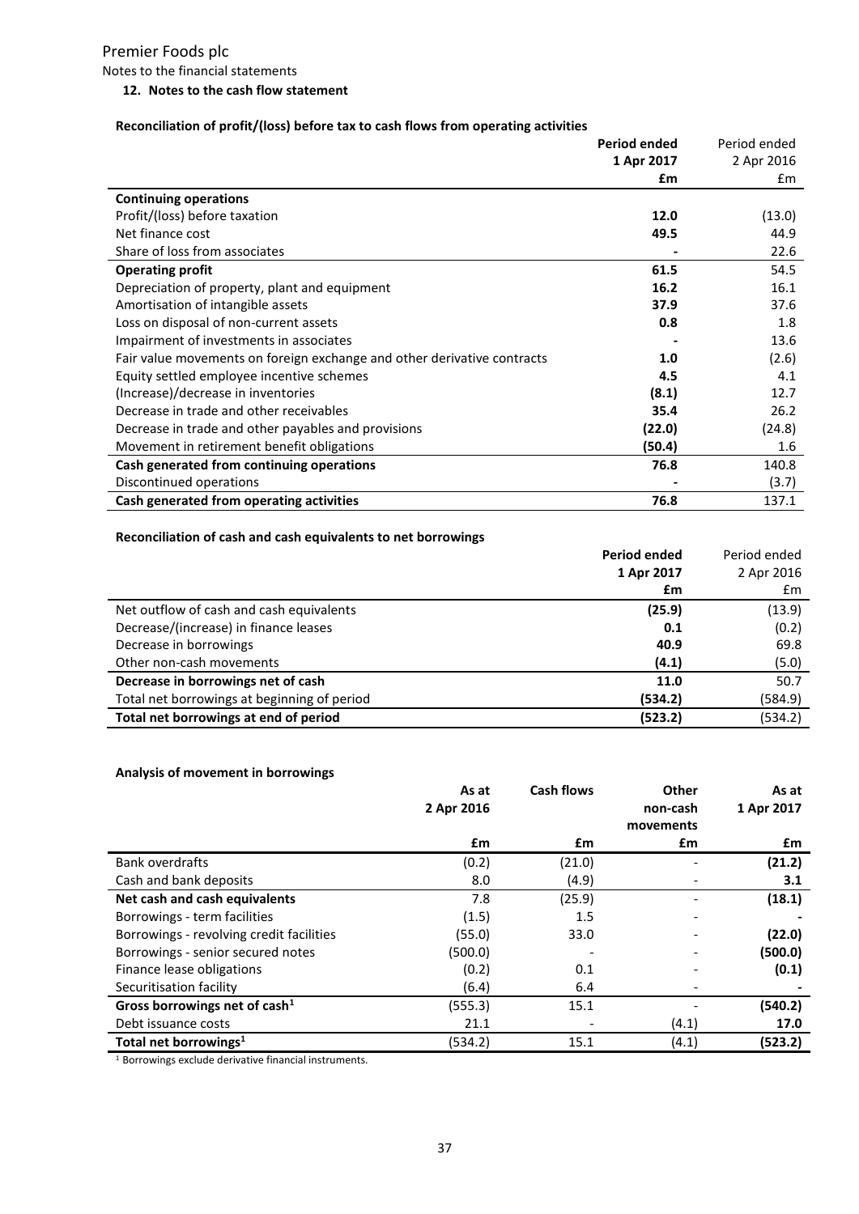Premier Foods plc

Notes to the financial statements

### 12. Notes to the cash flow statement

**Reconciliation of profit/(loss) before tax to cash flows from operating activities**

| | **Period ended 1 Apr 2017 £m** | Period ended 2 Apr 2016 £m |
|---|---|---|
| **Continuing operations** | | |
| Profit/(loss) before taxation | **12.0** | (13.0) |
| Net finance cost | **49.5** | 44.9 |
| Share of loss from associates | **-** | 22.6 |
| **Operating profit** | **61.5** | 54.5 |
| Depreciation of property, plant and equipment | **16.2** | 16.1 |
| Amortisation of intangible assets | **37.9** | 37.6 |
| Loss on disposal of non-current assets | **0.8** | 1.8 |
| Impairment of investments in associates | **-** | 13.6 |
| Fair value movements on foreign exchange and other derivative contracts | **1.0** | (2.6) |
| Equity settled employee incentive schemes | **4.5** | 4.1 |
| (Increase)/decrease in inventories | **(8.1)** | 12.7 |
| Decrease in trade and other receivables | **35.4** | 26.2 |
| Decrease in trade and other payables and provisions | **(22.0)** | (24.8) |
| Movement in retirement benefit obligations | **(50.4)** | 1.6 |
| **Cash generated from continuing operations** | **76.8** | 140.8 |
| Discontinued operations | **-** | (3.7) |
| **Cash generated from operating activities** | **76.8** | 137.1 |

**Reconciliation of cash and cash equivalents to net borrowings**

| | **Period ended 1 Apr 2017 £m** | Period ended 2 Apr 2016 £m |
|---|---|---|
| Net outflow of cash and cash equivalents | **(25.9)** | (13.9) |
| Decrease/(increase) in finance leases | **0.1** | (0.2) |
| Decrease in borrowings | **40.9** | 69.8 |
| Other non-cash movements | **(4.1)** | (5.0) |
| **Decrease in borrowings net of cash** | **11.0** | 50.7 |
| Total net borrowings at beginning of period | **(534.2)** | (584.9) |
| **Total net borrowings at end of period** | **(523.2)** | (534.2) |

**Analysis of movement in borrowings**

| | **As at 2 Apr 2016 £m** | **Cash flows £m** | **Other non-cash movements £m** | **As at 1 Apr 2017 £m** |
|---|---|---|---|---|
| Bank overdrafts | (0.2) | (21.0) | - | **(21.2)** |
| Cash and bank deposits | 8.0 | (4.9) | - | **3.1** |
| **Net cash and cash equivalents** | 7.8 | (25.9) | - | **(18.1)** |
| Borrowings - term facilities | (1.5) | 1.5 | - | **-** |
| Borrowings - revolving credit facilities | (55.0) | 33.0 | - | **(22.0)** |
| Borrowings - senior secured notes | (500.0) | - | - | **(500.0)** |
| Finance lease obligations | (0.2) | 0.1 | - | **(0.1)** |
| Securitisation facility | (6.4) | 6.4 | - | **-** |
| **Gross borrowings net of cash[1]** | (555.3) | 15.1 | - | **(540.2)** |
| Debt issuance costs | 21.1 | - | (4.1) | **17.0** |
| **Total net borrowings[1]** | (534.2) | 15.1 | (4.1) | **(523.2)** |

[1] Borrowings exclude derivative financial instruments.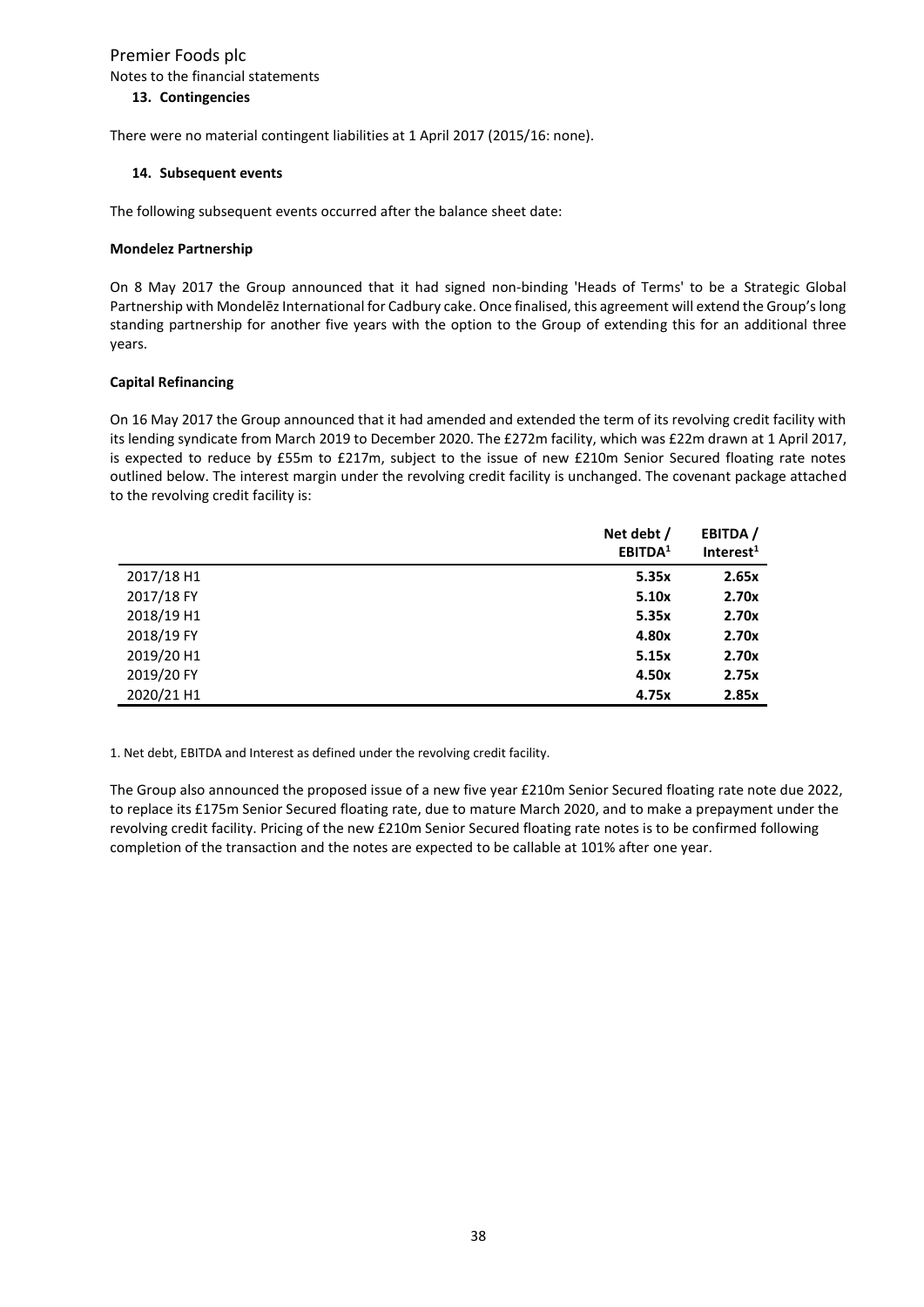Premier Foods plc

Notes to the financial statements

### 13. Contingencies

There were no material contingent liabilities at 1 April 2017 (2015/16: none).

### 14. Subsequent events

The following subsequent events occurred after the balance sheet date:

**Mondelez Partnership**

On 8 May 2017 the Group announced that it had signed non-binding 'Heads of Terms' to be a Strategic Global Partnership with Mondelēz International for Cadbury cake. Once finalised, this agreement will extend the Group's long standing partnership for another five years with the option to the Group of extending this for an additional three years.

**Capital Refinancing**

On 16 May 2017 the Group announced that it had amended and extended the term of its revolving credit facility with its lending syndicate from March 2019 to December 2020. The £272m facility, which was £22m drawn at 1 April 2017, is expected to reduce by £55m to £217m, subject to the issue of new £210m Senior Secured floating rate notes outlined below. The interest margin under the revolving credit facility is unchanged. The covenant package attached to the revolving credit facility is:

| | Net debt / EBITDA[1] | EBITDA / Interest[1] |
|---|---|---|
| 2017/18 H1 | **5.35x** | **2.65x** |
| 2017/18 FY | **5.10x** | **2.70x** |
| 2018/19 H1 | **5.35x** | **2.70x** |
| 2018/19 FY | **4.80x** | **2.70x** |
| 2019/20 H1 | **5.15x** | **2.70x** |
| 2019/20 FY | **4.50x** | **2.75x** |
| 2020/21 H1 | **4.75x** | **2.85x** |

1. Net debt, EBITDA and Interest as defined under the revolving credit facility.

The Group also announced the proposed issue of a new five year £210m Senior Secured floating rate note due 2022, to replace its £175m Senior Secured floating rate, due to mature March 2020, and to make a prepayment under the revolving credit facility. Pricing of the new £210m Senior Secured floating rate notes is to be confirmed following completion of the transaction and the notes are expected to be callable at 101% after one year.